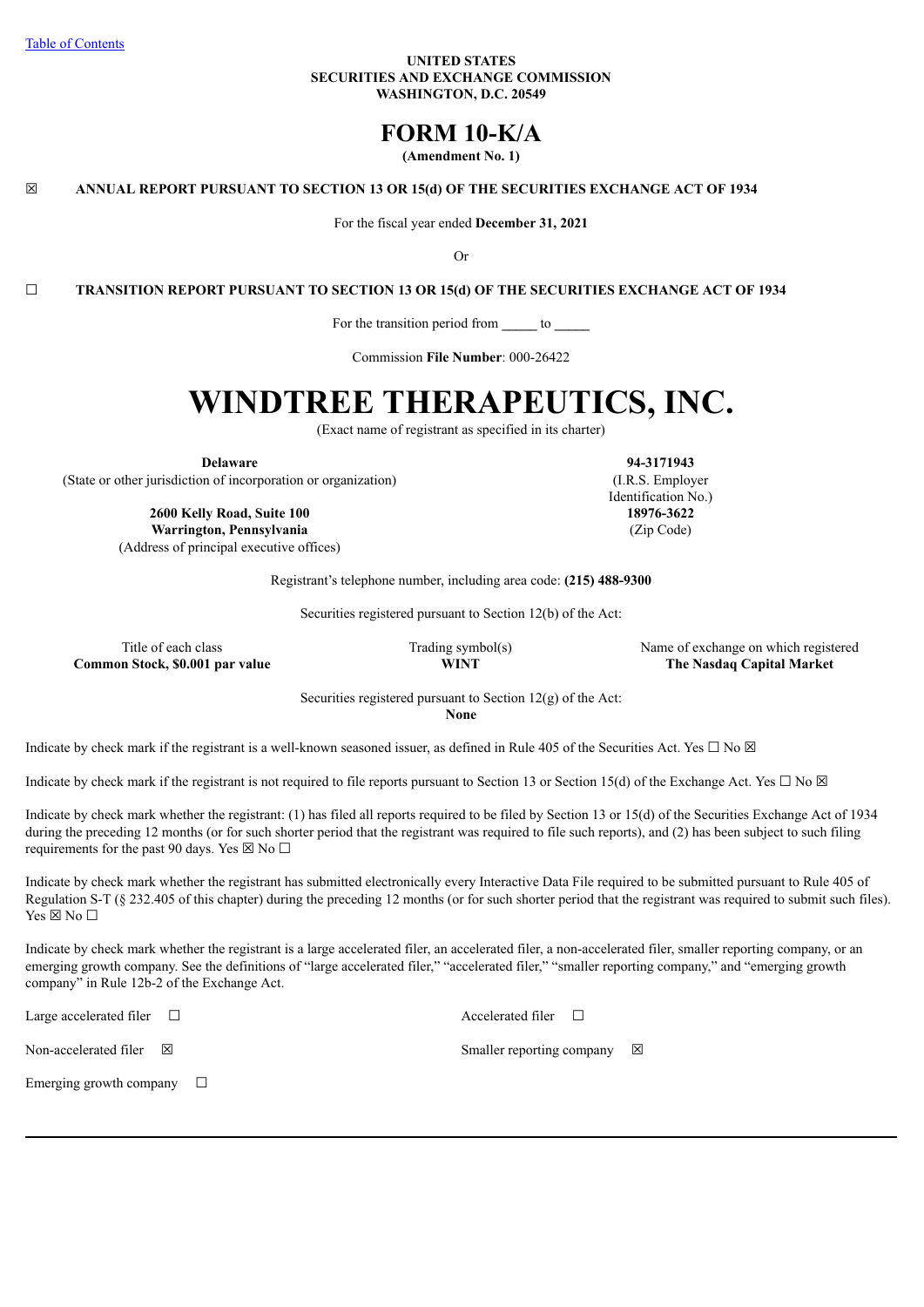[Table of Contents](#)

**UNITED STATES**
**SECURITIES AND EXCHANGE COMMISSION**
**WASHINGTON, D.C. 20549**

# FORM 10-K/A

**(Amendment No. 1)**

☒ **ANNUAL REPORT PURSUANT TO SECTION 13 OR 15(d) OF THE SECURITIES EXCHANGE ACT OF 1934**

For the fiscal year ended **December 31, 2021**

Or

☐ **TRANSITION REPORT PURSUANT TO SECTION 13 OR 15(d) OF THE SECURITIES EXCHANGE ACT OF 1934**

For the transition period from _____ to _____

Commission **File Number**: 000-26422

# WINDTREE THERAPEUTICS, INC.

(Exact name of registrant as specified in its charter)

| | |
|---|---|
| **Delaware** | **94-3171943** |
| (State or other jurisdiction of incorporation or organization) | (I.R.S. Employer Identification No.) |
| **2600 Kelly Road, Suite 100** **Warrington, Pennsylvania** | **18976-3622** |
| (Address of principal executive offices) | (Zip Code) |

Registrant's telephone number, including area code: **(215) 488-9300**

Securities registered pursuant to Section 12(b) of the Act:

| Title of each class | Trading symbol(s) | Name of exchange on which registered |
|---|---|---|
| **Common Stock, $0.001 par value** | **WINT** | **The Nasdaq Capital Market** |

Securities registered pursuant to Section 12(g) of the Act:
**None**

Indicate by check mark if the registrant is a well-known seasoned issuer, as defined in Rule 405 of the Securities Act. Yes ☐ No ☒

Indicate by check mark if the registrant is not required to file reports pursuant to Section 13 or Section 15(d) of the Exchange Act. Yes ☐ No ☒

Indicate by check mark whether the registrant: (1) has filed all reports required to be filed by Section 13 or 15(d) of the Securities Exchange Act of 1934 during the preceding 12 months (or for such shorter period that the registrant was required to file such reports), and (2) has been subject to such filing requirements for the past 90 days. Yes ☒ No ☐

Indicate by check mark whether the registrant has submitted electronically every Interactive Data File required to be submitted pursuant to Rule 405 of Regulation S-T (§ 232.405 of this chapter) during the preceding 12 months (or for such shorter period that the registrant was required to submit such files). Yes ☒ No ☐

Indicate by check mark whether the registrant is a large accelerated filer, an accelerated filer, a non-accelerated filer, smaller reporting company, or an emerging growth company. See the definitions of "large accelerated filer," "accelerated filer," "smaller reporting company," and "emerging growth company" in Rule 12b-2 of the Exchange Act.

| | |
|---|---|
| Large accelerated filer ☐ | Accelerated filer ☐ |
| Non-accelerated filer ☒ | Smaller reporting company ☒ |
| Emerging growth company ☐ | |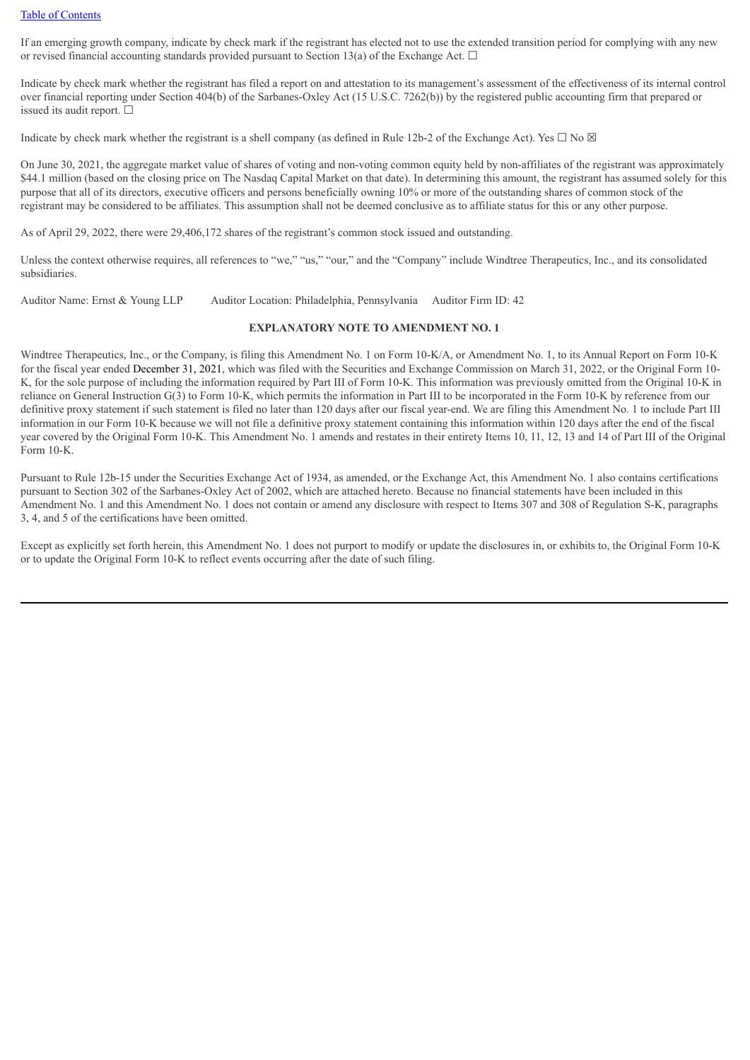If an emerging growth company, indicate by check mark if the registrant has elected not to use the extended transition period for complying with any new or revised financial accounting standards provided pursuant to Section 13(a) of the Exchange Act. ☐

Indicate by check mark whether the registrant has filed a report on and attestation to its management's assessment of the effectiveness of its internal control over financial reporting under Section 404(b) of the Sarbanes-Oxley Act (15 U.S.C. 7262(b)) by the registered public accounting firm that prepared or issued its audit report. ☐

Indicate by check mark whether the registrant is a shell company (as defined in Rule 12b-2 of the Exchange Act). Yes ☐ No ☒

On June 30, 2021, the aggregate market value of shares of voting and non-voting common equity held by non-affiliates of the registrant was approximately $44.1 million (based on the closing price on The Nasdaq Capital Market on that date). In determining this amount, the registrant has assumed solely for this purpose that all of its directors, executive officers and persons beneficially owning 10% or more of the outstanding shares of common stock of the registrant may be considered to be affiliates. This assumption shall not be deemed conclusive as to affiliate status for this or any other purpose.

As of April 29, 2022, there were 29,406,172 shares of the registrant's common stock issued and outstanding.

Unless the context otherwise requires, all references to "we," "us," "our," and the "Company" include Windtree Therapeutics, Inc., and its consolidated subsidiaries.

Auditor Name: Ernst & Young LLP     Auditor Location: Philadelphia, Pennsylvania     Auditor Firm ID: 42

**EXPLANATORY NOTE TO AMENDMENT NO. 1**

Windtree Therapeutics, Inc., or the Company, is filing this Amendment No. 1 on Form 10-K/A, or Amendment No. 1, to its Annual Report on Form 10-K for the fiscal year ended December 31, 2021, which was filed with the Securities and Exchange Commission on March 31, 2022, or the Original Form 10-K, for the sole purpose of including the information required by Part III of Form 10-K. This information was previously omitted from the Original 10-K in reliance on General Instruction G(3) to Form 10-K, which permits the information in Part III to be incorporated in the Form 10-K by reference from our definitive proxy statement if such statement is filed no later than 120 days after our fiscal year-end. We are filing this Amendment No. 1 to include Part III information in our Form 10-K because we will not file a definitive proxy statement containing this information within 120 days after the end of the fiscal year covered by the Original Form 10-K. This Amendment No. 1 amends and restates in their entirety Items 10, 11, 12, 13 and 14 of Part III of the Original Form 10-K.

Pursuant to Rule 12b-15 under the Securities Exchange Act of 1934, as amended, or the Exchange Act, this Amendment No. 1 also contains certifications pursuant to Section 302 of the Sarbanes-Oxley Act of 2002, which are attached hereto. Because no financial statements have been included in this Amendment No. 1 and this Amendment No. 1 does not contain or amend any disclosure with respect to Items 307 and 308 of Regulation S-K, paragraphs 3, 4, and 5 of the certifications have been omitted.

Except as explicitly set forth herein, this Amendment No. 1 does not purport to modify or update the disclosures in, or exhibits to, the Original Form 10-K or to update the Original Form 10-K to reflect events occurring after the date of such filing.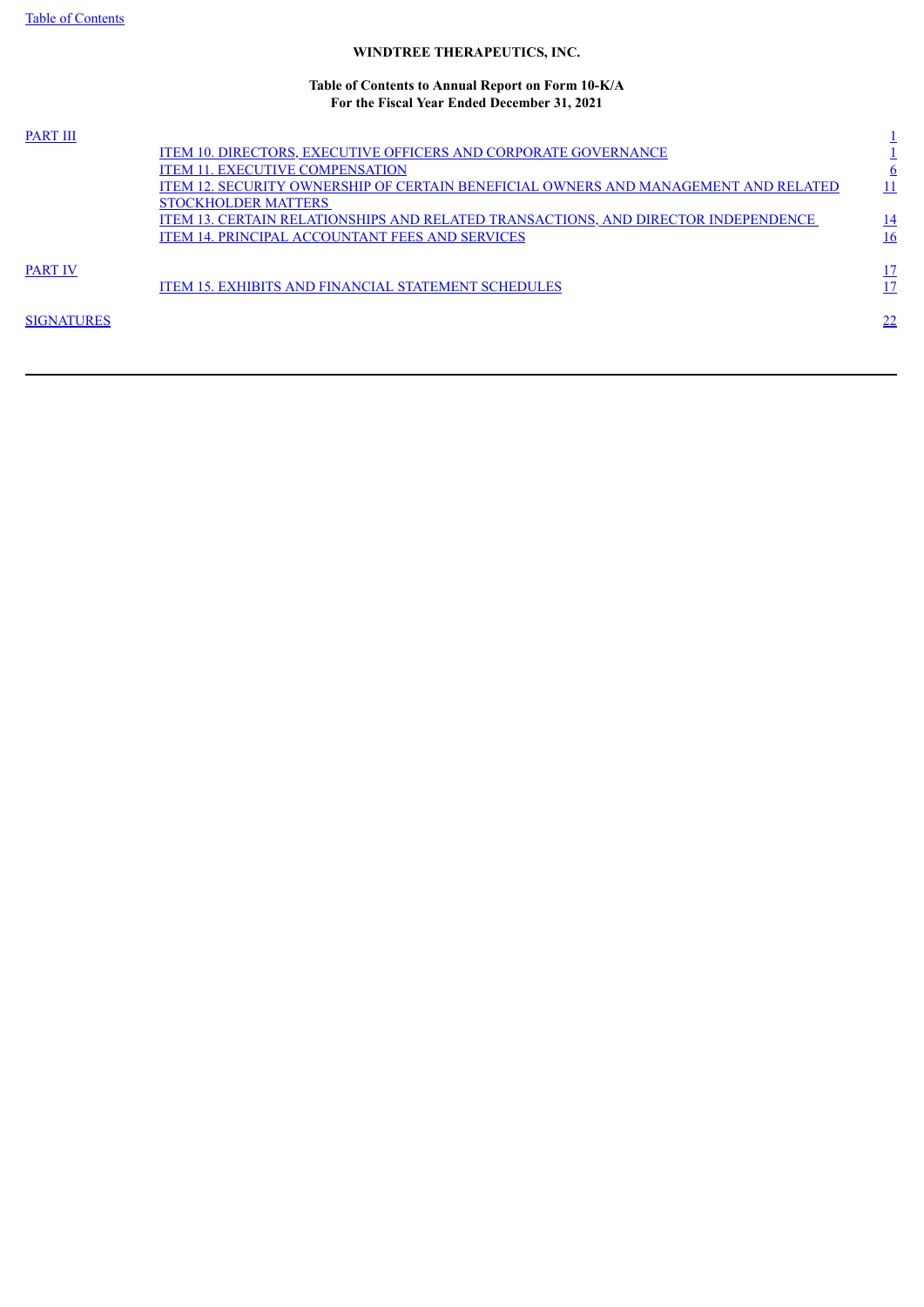**WINDTREE THERAPEUTICS, INC.**

**Table of Contents to Annual Report on Form 10-K/A**
**For the Fiscal Year Ended December 31, 2021**

| | | |
|---|---|---|
| PART III | | 1 |
| | ITEM 10. DIRECTORS, EXECUTIVE OFFICERS AND CORPORATE GOVERNANCE | 1 |
| | ITEM 11. EXECUTIVE COMPENSATION | 6 |
| | ITEM 12. SECURITY OWNERSHIP OF CERTAIN BENEFICIAL OWNERS AND MANAGEMENT AND RELATED STOCKHOLDER MATTERS | 11 |
| | ITEM 13. CERTAIN RELATIONSHIPS AND RELATED TRANSACTIONS, AND DIRECTOR INDEPENDENCE | 14 |
| | ITEM 14. PRINCIPAL ACCOUNTANT FEES AND SERVICES | 16 |
| PART IV | | 17 |
| | ITEM 15. EXHIBITS AND FINANCIAL STATEMENT SCHEDULES | 17 |
| SIGNATURES | | 22 |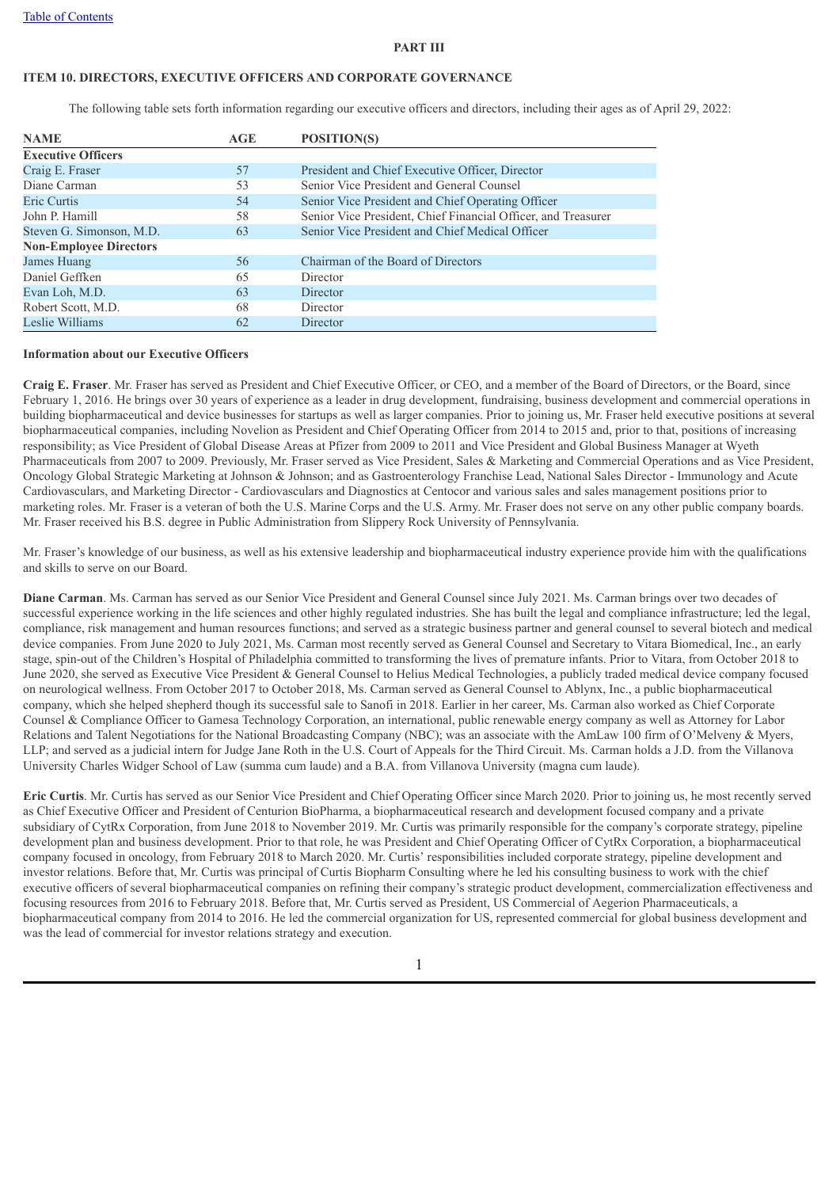## PART III

### ITEM 10. DIRECTORS, EXECUTIVE OFFICERS AND CORPORATE GOVERNANCE

The following table sets forth information regarding our executive officers and directors, including their ages as of April 29, 2022:

| NAME | AGE | POSITION(S) |
|---|---|---|
| **Executive Officers** | | |
| Craig E. Fraser | 57 | President and Chief Executive Officer, Director |
| Diane Carman | 53 | Senior Vice President and General Counsel |
| Eric Curtis | 54 | Senior Vice President and Chief Operating Officer |
| John P. Hamill | 58 | Senior Vice President, Chief Financial Officer, and Treasurer |
| Steven G. Simonson, M.D. | 63 | Senior Vice President and Chief Medical Officer |
| **Non-Employee Directors** | | |
| James Huang | 56 | Chairman of the Board of Directors |
| Daniel Geffken | 65 | Director |
| Evan Loh, M.D. | 63 | Director |
| Robert Scott, M.D. | 68 | Director |
| Leslie Williams | 62 | Director |

**Information about our Executive Officers**

**Craig E. Fraser**. Mr. Fraser has served as President and Chief Executive Officer, or CEO, and a member of the Board of Directors, or the Board, since February 1, 2016. He brings over 30 years of experience as a leader in drug development, fundraising, business development and commercial operations in building biopharmaceutical and device businesses for startups as well as larger companies. Prior to joining us, Mr. Fraser held executive positions at several biopharmaceutical companies, including Novelion as President and Chief Operating Officer from 2014 to 2015 and, prior to that, positions of increasing responsibility; as Vice President of Global Disease Areas at Pfizer from 2009 to 2011 and Vice President and Global Business Manager at Wyeth Pharmaceuticals from 2007 to 2009. Previously, Mr. Fraser served as Vice President, Sales & Marketing and Commercial Operations and as Vice President, Oncology Global Strategic Marketing at Johnson & Johnson; and as Gastroenterology Franchise Lead, National Sales Director - Immunology and Acute Cardiovasculars, and Marketing Director - Cardiovasculars and Diagnostics at Centocor and various sales and sales management positions prior to marketing roles. Mr. Fraser is a veteran of both the U.S. Marine Corps and the U.S. Army. Mr. Fraser does not serve on any other public company boards. Mr. Fraser received his B.S. degree in Public Administration from Slippery Rock University of Pennsylvania.

Mr. Fraser's knowledge of our business, as well as his extensive leadership and biopharmaceutical industry experience provide him with the qualifications and skills to serve on our Board.

**Diane Carman**. Ms. Carman has served as our Senior Vice President and General Counsel since July 2021. Ms. Carman brings over two decades of successful experience working in the life sciences and other highly regulated industries. She has built the legal and compliance infrastructure; led the legal, compliance, risk management and human resources functions; and served as a strategic business partner and general counsel to several biotech and medical device companies. From June 2020 to July 2021, Ms. Carman most recently served as General Counsel and Secretary to Vitara Biomedical, Inc., an early stage, spin-out of the Children's Hospital of Philadelphia committed to transforming the lives of premature infants. Prior to Vitara, from October 2018 to June 2020, she served as Executive Vice President & General Counsel to Helius Medical Technologies, a publicly traded medical device company focused on neurological wellness. From October 2017 to October 2018, Ms. Carman served as General Counsel to Ablynx, Inc., a public biopharmaceutical company, which she helped shepherd though its successful sale to Sanofi in 2018. Earlier in her career, Ms. Carman also worked as Chief Corporate Counsel & Compliance Officer to Gamesa Technology Corporation, an international, public renewable energy company as well as Attorney for Labor Relations and Talent Negotiations for the National Broadcasting Company (NBC); was an associate with the AmLaw 100 firm of O'Melveny & Myers, LLP; and served as a judicial intern for Judge Jane Roth in the U.S. Court of Appeals for the Third Circuit. Ms. Carman holds a J.D. from the Villanova University Charles Widger School of Law (summa cum laude) and a B.A. from Villanova University (magna cum laude).

**Eric Curtis**. Mr. Curtis has served as our Senior Vice President and Chief Operating Officer since March 2020. Prior to joining us, he most recently served as Chief Executive Officer and President of Centurion BioPharma, a biopharmaceutical research and development focused company and a private subsidiary of CytRx Corporation, from June 2018 to November 2019. Mr. Curtis was primarily responsible for the company's corporate strategy, pipeline development plan and business development. Prior to that role, he was President and Chief Operating Officer of CytRx Corporation, a biopharmaceutical company focused in oncology, from February 2018 to March 2020. Mr. Curtis' responsibilities included corporate strategy, pipeline development and investor relations. Before that, Mr. Curtis was principal of Curtis Biopharm Consulting where he led his consulting business to work with the chief executive officers of several biopharmaceutical companies on refining their company's strategic product development, commercialization effectiveness and focusing resources from 2016 to February 2018. Before that, Mr. Curtis served as President, US Commercial of Aegerion Pharmaceuticals, a biopharmaceutical company from 2014 to 2016. He led the commercial organization for US, represented commercial for global business development and was the lead of commercial for investor relations strategy and execution.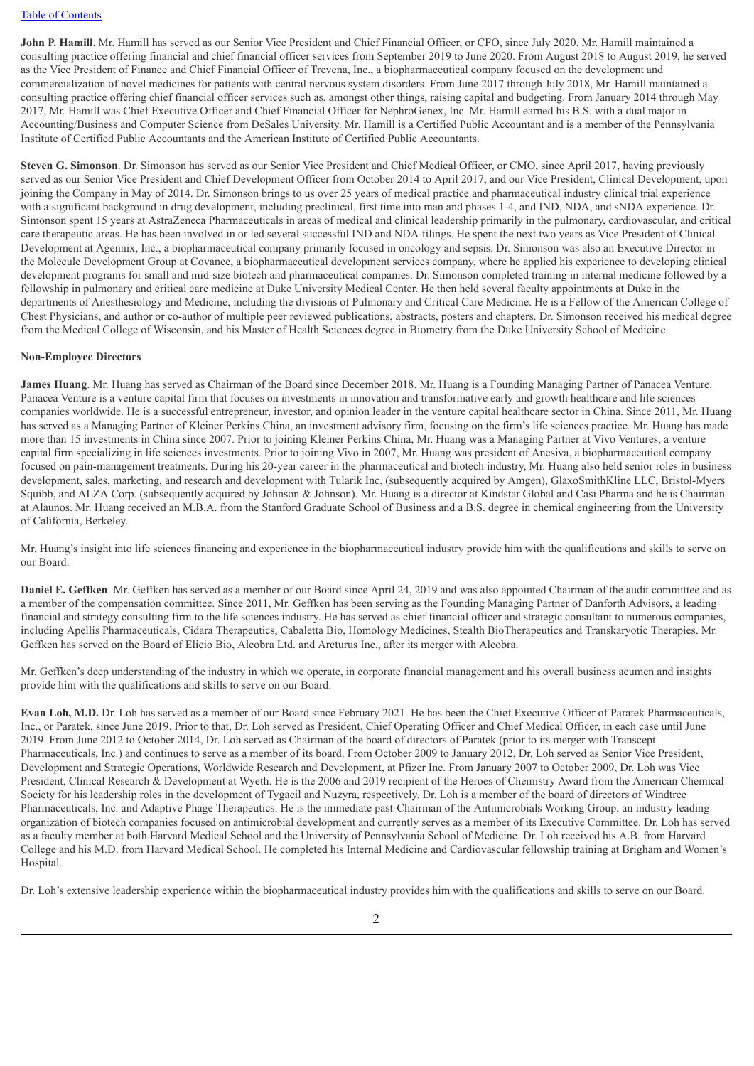**John P. Hamill**. Mr. Hamill has served as our Senior Vice President and Chief Financial Officer, or CFO, since July 2020. Mr. Hamill maintained a consulting practice offering financial and chief financial officer services from September 2019 to June 2020. From August 2018 to August 2019, he served as the Vice President of Finance and Chief Financial Officer of Trevena, Inc., a biopharmaceutical company focused on the development and commercialization of novel medicines for patients with central nervous system disorders. From June 2017 through July 2018, Mr. Hamill maintained a consulting practice offering chief financial officer services such as, amongst other things, raising capital and budgeting. From January 2014 through May 2017, Mr. Hamill was Chief Executive Officer and Chief Financial Officer for NephroGenex, Inc. Mr. Hamill earned his B.S. with a dual major in Accounting/Business and Computer Science from DeSales University. Mr. Hamill is a Certified Public Accountant and is a member of the Pennsylvania Institute of Certified Public Accountants and the American Institute of Certified Public Accountants.

**Steven G. Simonson**. Dr. Simonson has served as our Senior Vice President and Chief Medical Officer, or CMO, since April 2017, having previously served as our Senior Vice President and Chief Development Officer from October 2014 to April 2017, and our Vice President, Clinical Development, upon joining the Company in May of 2014. Dr. Simonson brings to us over 25 years of medical practice and pharmaceutical industry clinical trial experience with a significant background in drug development, including preclinical, first time into man and phases 1-4, and IND, NDA, and sNDA experience. Dr. Simonson spent 15 years at AstraZeneca Pharmaceuticals in areas of medical and clinical leadership primarily in the pulmonary, cardiovascular, and critical care therapeutic areas. He has been involved in or led several successful IND and NDA filings. He spent the next two years as Vice President of Clinical Development at Agennix, Inc., a biopharmaceutical company primarily focused in oncology and sepsis. Dr. Simonson was also an Executive Director in the Molecule Development Group at Covance, a biopharmaceutical development services company, where he applied his experience to developing clinical development programs for small and mid-size biotech and pharmaceutical companies. Dr. Simonson completed training in internal medicine followed by a fellowship in pulmonary and critical care medicine at Duke University Medical Center. He then held several faculty appointments at Duke in the departments of Anesthesiology and Medicine, including the divisions of Pulmonary and Critical Care Medicine. He is a Fellow of the American College of Chest Physicians, and author or co-author of multiple peer reviewed publications, abstracts, posters and chapters. Dr. Simonson received his medical degree from the Medical College of Wisconsin, and his Master of Health Sciences degree in Biometry from the Duke University School of Medicine.

**Non-Employee Directors**

**James Huang**. Mr. Huang has served as Chairman of the Board since December 2018. Mr. Huang is a Founding Managing Partner of Panacea Venture. Panacea Venture is a venture capital firm that focuses on investments in innovation and transformative early and growth healthcare and life sciences companies worldwide. He is a successful entrepreneur, investor, and opinion leader in the venture capital healthcare sector in China. Since 2011, Mr. Huang has served as a Managing Partner of Kleiner Perkins China, an investment advisory firm, focusing on the firm's life sciences practice. Mr. Huang has made more than 15 investments in China since 2007. Prior to joining Kleiner Perkins China, Mr. Huang was a Managing Partner at Vivo Ventures, a venture capital firm specializing in life sciences investments. Prior to joining Vivo in 2007, Mr. Huang was president of Anesiva, a biopharmaceutical company focused on pain-management treatments. During his 20-year career in the pharmaceutical and biotech industry, Mr. Huang also held senior roles in business development, sales, marketing, and research and development with Tularik Inc. (subsequently acquired by Amgen), GlaxoSmithKline LLC, Bristol-Myers Squibb, and ALZA Corp. (subsequently acquired by Johnson & Johnson). Mr. Huang is a director at Kindstar Global and Casi Pharma and he is Chairman at Alaunos. Mr. Huang received an M.B.A. from the Stanford Graduate School of Business and a B.S. degree in chemical engineering from the University of California, Berkeley.

Mr. Huang's insight into life sciences financing and experience in the biopharmaceutical industry provide him with the qualifications and skills to serve on our Board.

**Daniel E. Geffken**. Mr. Geffken has served as a member of our Board since April 24, 2019 and was also appointed Chairman of the audit committee and as a member of the compensation committee. Since 2011, Mr. Geffken has been serving as the Founding Managing Partner of Danforth Advisors, a leading financial and strategy consulting firm to the life sciences industry. He has served as chief financial officer and strategic consultant to numerous companies, including Apellis Pharmaceuticals, Cidara Therapeutics, Cabaletta Bio, Homology Medicines, Stealth BioTherapeutics and Transkaryotic Therapies. Mr. Geffken has served on the Board of Elicio Bio, Alcobra Ltd. and Arcturus Inc., after its merger with Alcobra.

Mr. Geffken's deep understanding of the industry in which we operate, in corporate financial management and his overall business acumen and insights provide him with the qualifications and skills to serve on our Board.

**Evan Loh, M.D.** Dr. Loh has served as a member of our Board since February 2021. He has been the Chief Executive Officer of Paratek Pharmaceuticals, Inc., or Paratek, since June 2019. Prior to that, Dr. Loh served as President, Chief Operating Officer and Chief Medical Officer, in each case until June 2019. From June 2012 to October 2014, Dr. Loh served as Chairman of the board of directors of Paratek (prior to its merger with Transcept Pharmaceuticals, Inc.) and continues to serve as a member of its board. From October 2009 to January 2012, Dr. Loh served as Senior Vice President, Development and Strategic Operations, Worldwide Research and Development, at Pfizer Inc. From January 2007 to October 2009, Dr. Loh was Vice President, Clinical Research & Development at Wyeth. He is the 2006 and 2019 recipient of the Heroes of Chemistry Award from the American Chemical Society for his leadership roles in the development of Tygacil and Nuzyra, respectively. Dr. Loh is a member of the board of directors of Windtree Pharmaceuticals, Inc. and Adaptive Phage Therapeutics. He is the immediate past-Chairman of the Antimicrobials Working Group, an industry leading organization of biotech companies focused on antimicrobial development and currently serves as a member of its Executive Committee. Dr. Loh has served as a faculty member at both Harvard Medical School and the University of Pennsylvania School of Medicine. Dr. Loh received his A.B. from Harvard College and his M.D. from Harvard Medical School. He completed his Internal Medicine and Cardiovascular fellowship training at Brigham and Women's Hospital.

Dr. Loh's extensive leadership experience within the biopharmaceutical industry provides him with the qualifications and skills to serve on our Board.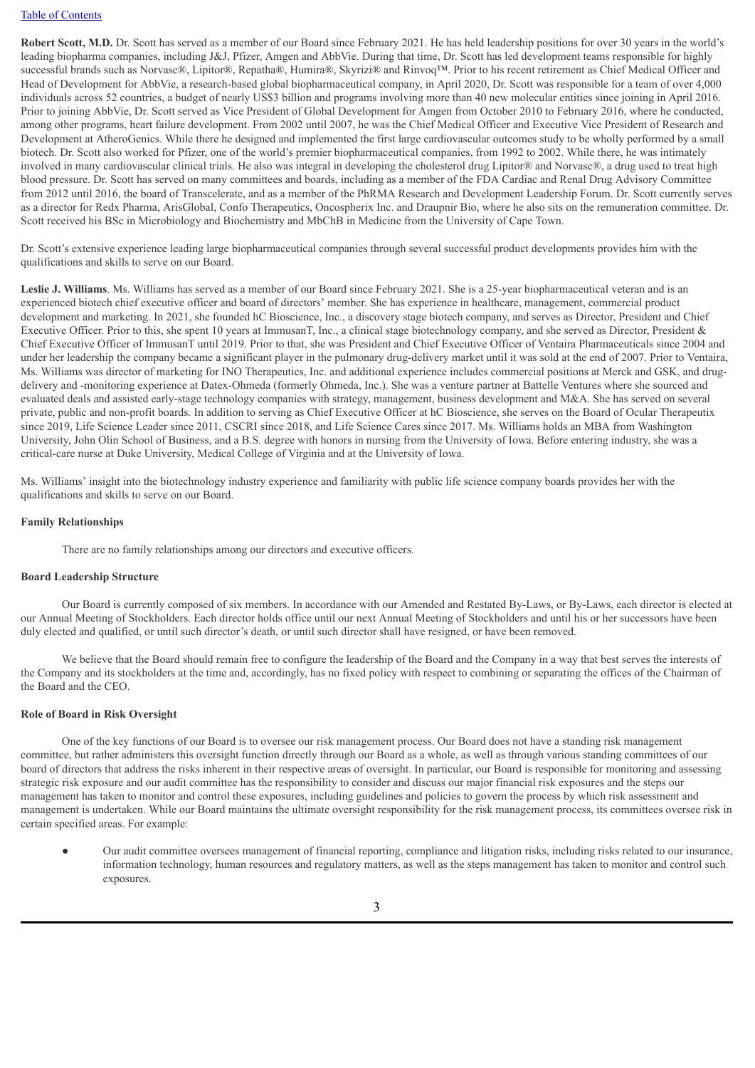**Robert Scott, M.D.** Dr. Scott has served as a member of our Board since February 2021. He has held leadership positions for over 30 years in the world's leading biopharma companies, including J&J, Pfizer, Amgen and AbbVie. During that time, Dr. Scott has led development teams responsible for highly successful brands such as Norvasc®, Lipitor®, Repatha®, Humira®, Skyrizi® and Rinvoq™. Prior to his recent retirement as Chief Medical Officer and Head of Development for AbbVie, a research-based global biopharmaceutical company, in April 2020, Dr. Scott was responsible for a team of over 4,000 individuals across 52 countries, a budget of nearly US$3 billion and programs involving more than 40 new molecular entities since joining in April 2016. Prior to joining AbbVie, Dr. Scott served as Vice President of Global Development for Amgen from October 2010 to February 2016, where he conducted, among other programs, heart failure development. From 2002 until 2007, he was the Chief Medical Officer and Executive Vice President of Research and Development at AtheroGenics. While there he designed and implemented the first large cardiovascular outcomes study to be wholly performed by a small biotech. Dr. Scott also worked for Pfizer, one of the world's premier biopharmaceutical companies, from 1992 to 2002. While there, he was intimately involved in many cardiovascular clinical trials. He also was integral in developing the cholesterol drug Lipitor® and Norvasc®, a drug used to treat high blood pressure. Dr. Scott has served on many committees and boards, including as a member of the FDA Cardiac and Renal Drug Advisory Committee from 2012 until 2016, the board of Transcelerate, and as a member of the PhRMA Research and Development Leadership Forum. Dr. Scott currently serves as a director for Redx Pharma, ArisGlobal, Confo Therapeutics, Oncospherix Inc. and Draupnir Bio, where he also sits on the remuneration committee. Dr. Scott received his BSc in Microbiology and Biochemistry and MbChB in Medicine from the University of Cape Town.

Dr. Scott's extensive experience leading large biopharmaceutical companies through several successful product developments provides him with the qualifications and skills to serve on our Board.

**Leslie J. Williams**. Ms. Williams has served as a member of our Board since February 2021. She is a 25-year biopharmaceutical veteran and is an experienced biotech chief executive officer and board of directors' member. She has experience in healthcare, management, commercial product development and marketing. In 2021, she founded hC Bioscience, Inc., a discovery stage biotech company, and serves as Director, President and Chief Executive Officer. Prior to this, she spent 10 years at ImmusanT, Inc., a clinical stage biotechnology company, and she served as Director, President & Chief Executive Officer of ImmusanT until 2019. Prior to that, she was President and Chief Executive Officer of Ventaira Pharmaceuticals since 2004 and under her leadership the company became a significant player in the pulmonary drug-delivery market until it was sold at the end of 2007. Prior to Ventaira, Ms. Williams was director of marketing for INO Therapeutics, Inc. and additional experience includes commercial positions at Merck and GSK, and drug-delivery and -monitoring experience at Datex-Ohmeda (formerly Ohmeda, Inc.). She was a venture partner at Battelle Ventures where she sourced and evaluated deals and assisted early-stage technology companies with strategy, management, business development and M&A. She has served on several private, public and non-profit boards. In addition to serving as Chief Executive Officer at hC Bioscience, she serves on the Board of Ocular Therapeutix since 2019, Life Science Leader since 2011, CSCRI since 2018, and Life Science Cares since 2017. Ms. Williams holds an MBA from Washington University, John Olin School of Business, and a B.S. degree with honors in nursing from the University of Iowa. Before entering industry, she was a critical-care nurse at Duke University, Medical College of Virginia and at the University of Iowa.

Ms. Williams' insight into the biotechnology industry experience and familiarity with public life science company boards provides her with the qualifications and skills to serve on our Board.

**Family Relationships**

There are no family relationships among our directors and executive officers.

**Board Leadership Structure**

Our Board is currently composed of six members. In accordance with our Amended and Restated By-Laws, or By-Laws, each director is elected at our Annual Meeting of Stockholders. Each director holds office until our next Annual Meeting of Stockholders and until his or her successors have been duly elected and qualified, or until such director's death, or until such director shall have resigned, or have been removed.

We believe that the Board should remain free to configure the leadership of the Board and the Company in a way that best serves the interests of the Company and its stockholders at the time and, accordingly, has no fixed policy with respect to combining or separating the offices of the Chairman of the Board and the CEO.

**Role of Board in Risk Oversight**

One of the key functions of our Board is to oversee our risk management process. Our Board does not have a standing risk management committee, but rather administers this oversight function directly through our Board as a whole, as well as through various standing committees of our board of directors that address the risks inherent in their respective areas of oversight. In particular, our Board is responsible for monitoring and assessing strategic risk exposure and our audit committee has the responsibility to consider and discuss our major financial risk exposures and the steps our management has taken to monitor and control these exposures, including guidelines and policies to govern the process by which risk assessment and management is undertaken. While our Board maintains the ultimate oversight responsibility for the risk management process, its committees oversee risk in certain specified areas. For example:

- Our audit committee oversees management of financial reporting, compliance and litigation risks, including risks related to our insurance, information technology, human resources and regulatory matters, as well as the steps management has taken to monitor and control such exposures.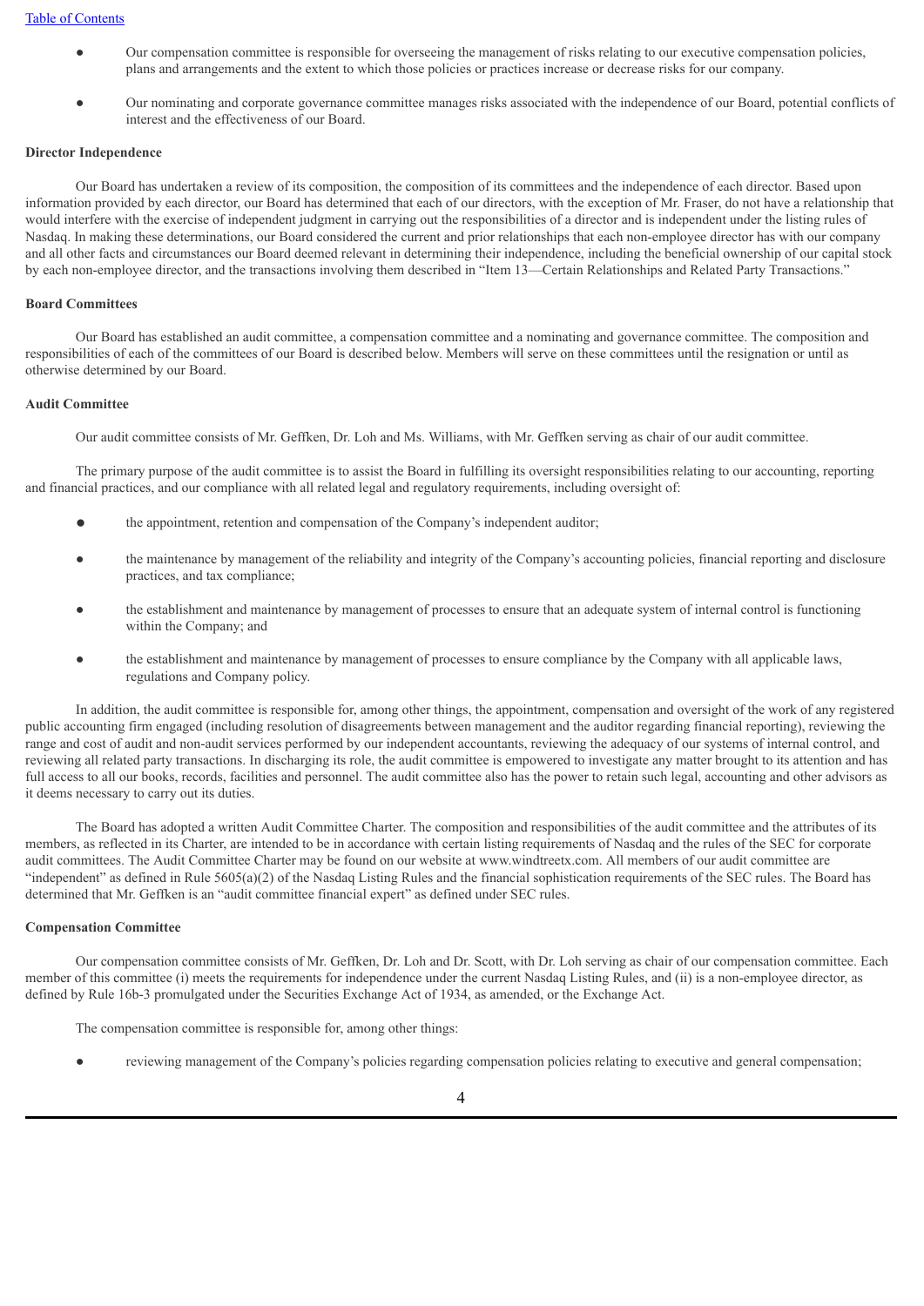- Our compensation committee is responsible for overseeing the management of risks relating to our executive compensation policies, plans and arrangements and the extent to which those policies or practices increase or decrease risks for our company.

- Our nominating and corporate governance committee manages risks associated with the independence of our Board, potential conflicts of interest and the effectiveness of our Board.

**Director Independence**

Our Board has undertaken a review of its composition, the composition of its committees and the independence of each director. Based upon information provided by each director, our Board has determined that each of our directors, with the exception of Mr. Fraser, do not have a relationship that would interfere with the exercise of independent judgment in carrying out the responsibilities of a director and is independent under the listing rules of Nasdaq. In making these determinations, our Board considered the current and prior relationships that each non-employee director has with our company and all other facts and circumstances our Board deemed relevant in determining their independence, including the beneficial ownership of our capital stock by each non-employee director, and the transactions involving them described in "Item 13—Certain Relationships and Related Party Transactions."

**Board Committees**

Our Board has established an audit committee, a compensation committee and a nominating and governance committee. The composition and responsibilities of each of the committees of our Board is described below. Members will serve on these committees until the resignation or until as otherwise determined by our Board.

**Audit Committee**

Our audit committee consists of Mr. Geffken, Dr. Loh and Ms. Williams, with Mr. Geffken serving as chair of our audit committee.

The primary purpose of the audit committee is to assist the Board in fulfilling its oversight responsibilities relating to our accounting, reporting and financial practices, and our compliance with all related legal and regulatory requirements, including oversight of:

- the appointment, retention and compensation of the Company's independent auditor;

- the maintenance by management of the reliability and integrity of the Company's accounting policies, financial reporting and disclosure practices, and tax compliance;

- the establishment and maintenance by management of processes to ensure that an adequate system of internal control is functioning within the Company; and

- the establishment and maintenance by management of processes to ensure compliance by the Company with all applicable laws, regulations and Company policy.

In addition, the audit committee is responsible for, among other things, the appointment, compensation and oversight of the work of any registered public accounting firm engaged (including resolution of disagreements between management and the auditor regarding financial reporting), reviewing the range and cost of audit and non-audit services performed by our independent accountants, reviewing the adequacy of our systems of internal control, and reviewing all related party transactions. In discharging its role, the audit committee is empowered to investigate any matter brought to its attention and has full access to all our books, records, facilities and personnel. The audit committee also has the power to retain such legal, accounting and other advisors as it deems necessary to carry out its duties.

The Board has adopted a written Audit Committee Charter. The composition and responsibilities of the audit committee and the attributes of its members, as reflected in its Charter, are intended to be in accordance with certain listing requirements of Nasdaq and the rules of the SEC for corporate audit committees. The Audit Committee Charter may be found on our website at www.windtreetx.com. All members of our audit committee are "independent" as defined in Rule 5605(a)(2) of the Nasdaq Listing Rules and the financial sophistication requirements of the SEC rules. The Board has determined that Mr. Geffken is an "audit committee financial expert" as defined under SEC rules.

**Compensation Committee**

Our compensation committee consists of Mr. Geffken, Dr. Loh and Dr. Scott, with Dr. Loh serving as chair of our compensation committee. Each member of this committee (i) meets the requirements for independence under the current Nasdaq Listing Rules, and (ii) is a non-employee director, as defined by Rule 16b-3 promulgated under the Securities Exchange Act of 1934, as amended, or the Exchange Act.

The compensation committee is responsible for, among other things:

- reviewing management of the Company's policies regarding compensation policies relating to executive and general compensation;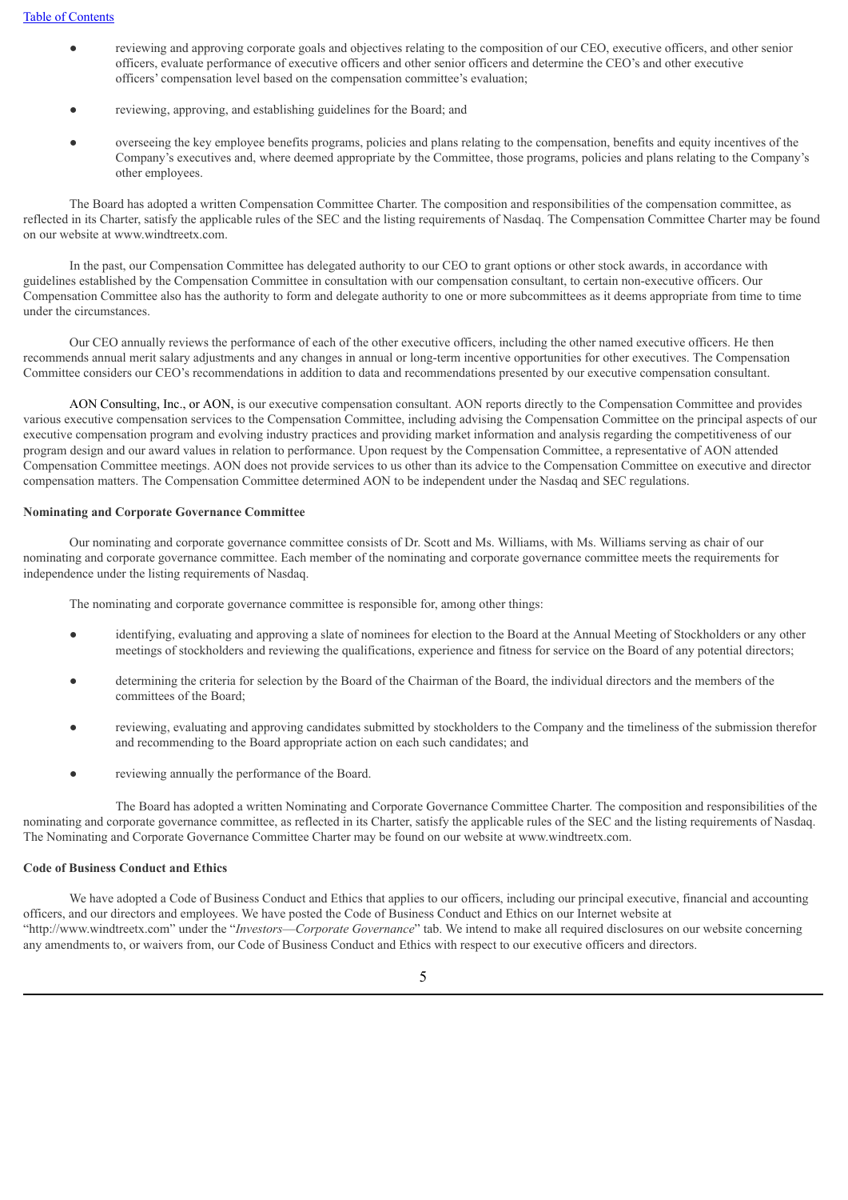- reviewing and approving corporate goals and objectives relating to the composition of our CEO, executive officers, and other senior officers, evaluate performance of executive officers and other senior officers and determine the CEO's and other executive officers' compensation level based on the compensation committee's evaluation;
- reviewing, approving, and establishing guidelines for the Board; and
- overseeing the key employee benefits programs, policies and plans relating to the compensation, benefits and equity incentives of the Company's executives and, where deemed appropriate by the Committee, those programs, policies and plans relating to the Company's other employees.

The Board has adopted a written Compensation Committee Charter. The composition and responsibilities of the compensation committee, as reflected in its Charter, satisfy the applicable rules of the SEC and the listing requirements of Nasdaq. The Compensation Committee Charter may be found on our website at www.windtreetx.com.

In the past, our Compensation Committee has delegated authority to our CEO to grant options or other stock awards, in accordance with guidelines established by the Compensation Committee in consultation with our compensation consultant, to certain non-executive officers. Our Compensation Committee also has the authority to form and delegate authority to one or more subcommittees as it deems appropriate from time to time under the circumstances.

Our CEO annually reviews the performance of each of the other executive officers, including the other named executive officers. He then recommends annual merit salary adjustments and any changes in annual or long-term incentive opportunities for other executives. The Compensation Committee considers our CEO's recommendations in addition to data and recommendations presented by our executive compensation consultant.

AON Consulting, Inc., or AON, is our executive compensation consultant. AON reports directly to the Compensation Committee and provides various executive compensation services to the Compensation Committee, including advising the Compensation Committee on the principal aspects of our executive compensation program and evolving industry practices and providing market information and analysis regarding the competitiveness of our program design and our award values in relation to performance. Upon request by the Compensation Committee, a representative of AON attended Compensation Committee meetings. AON does not provide services to us other than its advice to the Compensation Committee on executive and director compensation matters. The Compensation Committee determined AON to be independent under the Nasdaq and SEC regulations.

**Nominating and Corporate Governance Committee**

Our nominating and corporate governance committee consists of Dr. Scott and Ms. Williams, with Ms. Williams serving as chair of our nominating and corporate governance committee. Each member of the nominating and corporate governance committee meets the requirements for independence under the listing requirements of Nasdaq.

The nominating and corporate governance committee is responsible for, among other things:

- identifying, evaluating and approving a slate of nominees for election to the Board at the Annual Meeting of Stockholders or any other meetings of stockholders and reviewing the qualifications, experience and fitness for service on the Board of any potential directors;
- determining the criteria for selection by the Board of the Chairman of the Board, the individual directors and the members of the committees of the Board;
- reviewing, evaluating and approving candidates submitted by stockholders to the Company and the timeliness of the submission therefor and recommending to the Board appropriate action on each such candidates; and
- reviewing annually the performance of the Board.

The Board has adopted a written Nominating and Corporate Governance Committee Charter. The composition and responsibilities of the nominating and corporate governance committee, as reflected in its Charter, satisfy the applicable rules of the SEC and the listing requirements of Nasdaq. The Nominating and Corporate Governance Committee Charter may be found on our website at www.windtreetx.com.

**Code of Business Conduct and Ethics**

We have adopted a Code of Business Conduct and Ethics that applies to our officers, including our principal executive, financial and accounting officers, and our directors and employees. We have posted the Code of Business Conduct and Ethics on our Internet website at "http://www.windtreetx.com" under the "*Investors—Corporate Governance*" tab. We intend to make all required disclosures on our website concerning any amendments to, or waivers from, our Code of Business Conduct and Ethics with respect to our executive officers and directors.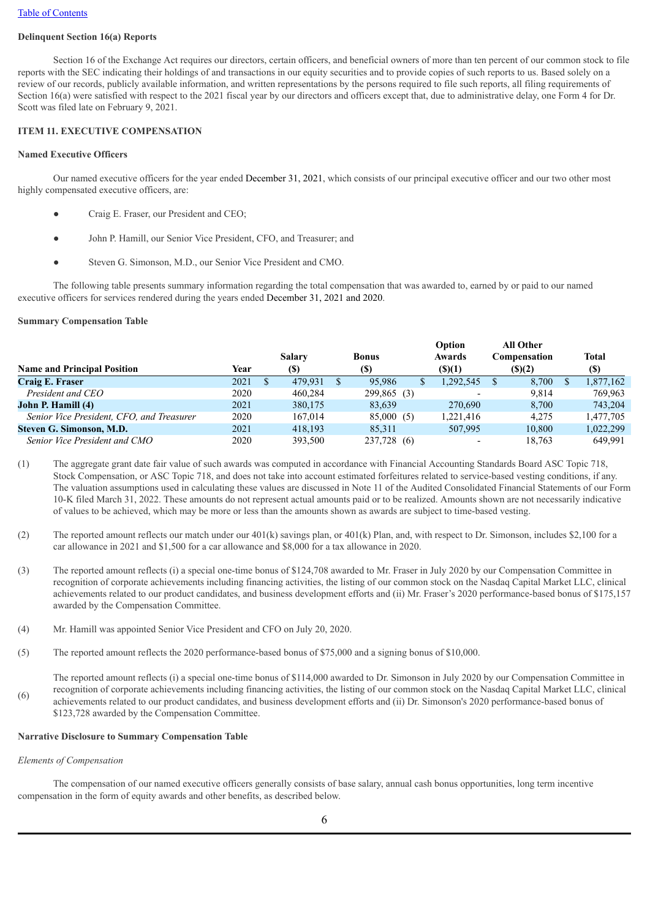**Delinquent Section 16(a) Reports**

Section 16 of the Exchange Act requires our directors, certain officers, and beneficial owners of more than ten percent of our common stock to file reports with the SEC indicating their holdings of and transactions in our equity securities and to provide copies of such reports to us. Based solely on a review of our records, publicly available information, and written representations by the persons required to file such reports, all filing requirements of Section 16(a) were satisfied with respect to the 2021 fiscal year by our directors and officers except that, due to administrative delay, one Form 4 for Dr. Scott was filed late on February 9, 2021.

**ITEM 11. EXECUTIVE COMPENSATION**

**Named Executive Officers**

Our named executive officers for the year ended December 31, 2021, which consists of our principal executive officer and our two other most highly compensated executive officers, are:

- Craig E. Fraser, our President and CEO;
- John P. Hamill, our Senior Vice President, CFO, and Treasurer; and
- Steven G. Simonson, M.D., our Senior Vice President and CMO.

The following table presents summary information regarding the total compensation that was awarded to, earned by or paid to our named executive officers for services rendered during the years ended December 31, 2021 and 2020.

**Summary Compensation Table**

| Name and Principal Position | Year | Salary ($) | Bonus ($) | Option Awards ($)(1) | All Other Compensation ($)(2) | Total ($) |
|---|---|---|---|---|---|---|
| **Craig E. Fraser** | 2021 | $ 479,931 | $ 95,986 | $ 1,292,545 | $ 8,700 | $ 1,877,162 |
| *President and CEO* | 2020 | 460,284 | 299,865 (3) | - | 9,814 | 769,963 |
| **John P. Hamill (4)** | 2021 | 380,175 | 83,639 | 270,690 | 8,700 | 743,204 |
| *Senior Vice President, CFO, and Treasurer* | 2020 | 167,014 | 85,000 (5) | 1,221,416 | 4,275 | 1,477,705 |
| **Steven G. Simonson, M.D.** | 2021 | 418,193 | 85,311 | 507,995 | 10,800 | 1,022,299 |
| *Senior Vice President and CMO* | 2020 | 393,500 | 237,728 (6) | - | 18,763 | 649,991 |

(1) The aggregate grant date fair value of such awards was computed in accordance with Financial Accounting Standards Board ASC Topic 718, Stock Compensation, or ASC Topic 718, and does not take into account estimated forfeitures related to service-based vesting conditions, if any. The valuation assumptions used in calculating these values are discussed in Note 11 of the Audited Consolidated Financial Statements of our Form 10-K filed March 31, 2022. These amounts do not represent actual amounts paid or to be realized. Amounts shown are not necessarily indicative of values to be achieved, which may be more or less than the amounts shown as awards are subject to time-based vesting.

(2) The reported amount reflects our match under our 401(k) savings plan, or 401(k) Plan, and, with respect to Dr. Simonson, includes $2,100 for a car allowance in 2021 and $1,500 for a car allowance and $8,000 for a tax allowance in 2020.

(3) The reported amount reflects (i) a special one-time bonus of $124,708 awarded to Mr. Fraser in July 2020 by our Compensation Committee in recognition of corporate achievements including financing activities, the listing of our common stock on the Nasdaq Capital Market LLC, clinical achievements related to our product candidates, and business development efforts and (ii) Mr. Fraser's 2020 performance-based bonus of $175,157 awarded by the Compensation Committee.

(4) Mr. Hamill was appointed Senior Vice President and CFO on July 20, 2020.

(5) The reported amount reflects the 2020 performance-based bonus of $75,000 and a signing bonus of $10,000.

(6) The reported amount reflects (i) a special one-time bonus of $114,000 awarded to Dr. Simonson in July 2020 by our Compensation Committee in recognition of corporate achievements including financing activities, the listing of our common stock on the Nasdaq Capital Market LLC, clinical achievements related to our product candidates, and business development efforts and (ii) Dr. Simonson's 2020 performance-based bonus of $123,728 awarded by the Compensation Committee.

**Narrative Disclosure to Summary Compensation Table**

*Elements of Compensation*

The compensation of our named executive officers generally consists of base salary, annual cash bonus opportunities, long term incentive compensation in the form of equity awards and other benefits, as described below.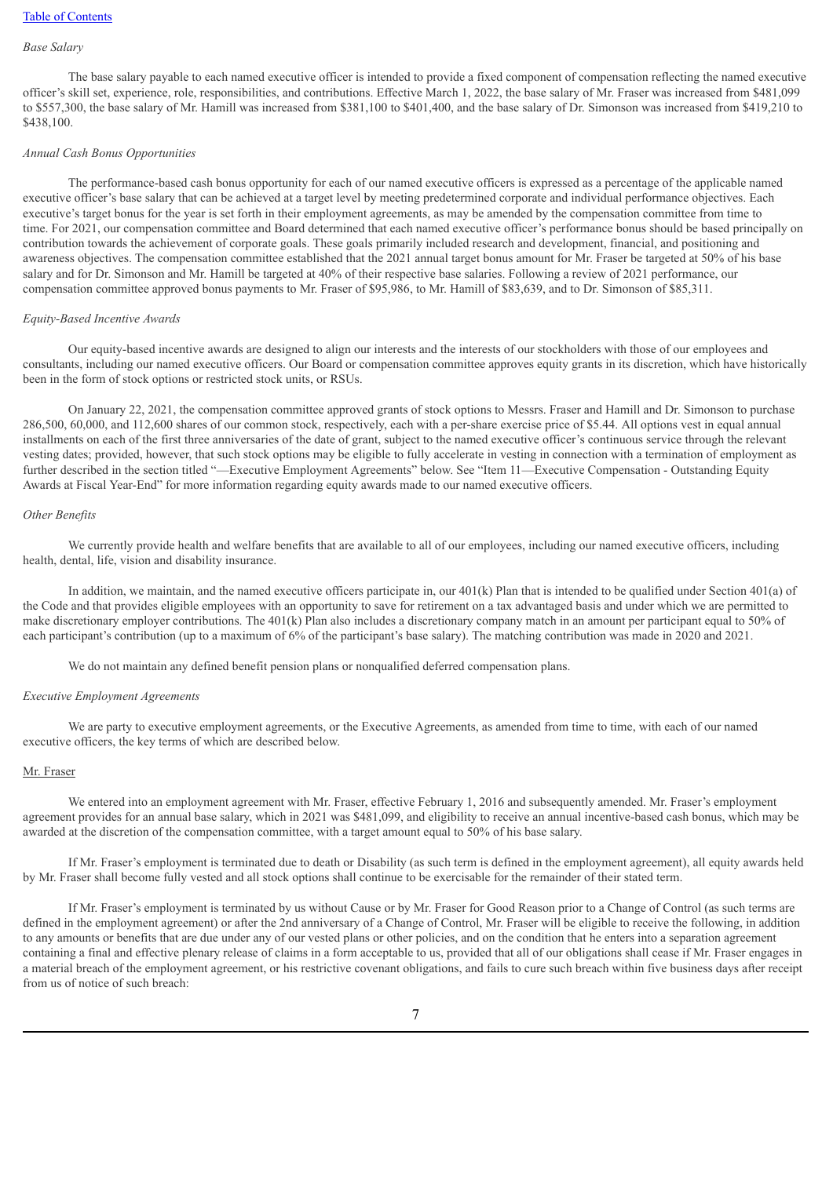*Base Salary*

The base salary payable to each named executive officer is intended to provide a fixed component of compensation reflecting the named executive officer's skill set, experience, role, responsibilities, and contributions. Effective March 1, 2022, the base salary of Mr. Fraser was increased from $481,099 to $557,300, the base salary of Mr. Hamill was increased from $381,100 to $401,400, and the base salary of Dr. Simonson was increased from $419,210 to $438,100.

*Annual Cash Bonus Opportunities*

The performance-based cash bonus opportunity for each of our named executive officers is expressed as a percentage of the applicable named executive officer's base salary that can be achieved at a target level by meeting predetermined corporate and individual performance objectives. Each executive's target bonus for the year is set forth in their employment agreements, as may be amended by the compensation committee from time to time. For 2021, our compensation committee and Board determined that each named executive officer's performance bonus should be based principally on contribution towards the achievement of corporate goals. These goals primarily included research and development, financial, and positioning and awareness objectives. The compensation committee established that the 2021 annual target bonus amount for Mr. Fraser be targeted at 50% of his base salary and for Dr. Simonson and Mr. Hamill be targeted at 40% of their respective base salaries. Following a review of 2021 performance, our compensation committee approved bonus payments to Mr. Fraser of $95,986, to Mr. Hamill of $83,639, and to Dr. Simonson of $85,311.

*Equity-Based Incentive Awards*

Our equity-based incentive awards are designed to align our interests and the interests of our stockholders with those of our employees and consultants, including our named executive officers. Our Board or compensation committee approves equity grants in its discretion, which have historically been in the form of stock options or restricted stock units, or RSUs.

On January 22, 2021, the compensation committee approved grants of stock options to Messrs. Fraser and Hamill and Dr. Simonson to purchase 286,500, 60,000, and 112,600 shares of our common stock, respectively, each with a per-share exercise price of $5.44. All options vest in equal annual installments on each of the first three anniversaries of the date of grant, subject to the named executive officer's continuous service through the relevant vesting dates; provided, however, that such stock options may be eligible to fully accelerate in vesting in connection with a termination of employment as further described in the section titled "—Executive Employment Agreements" below. See "Item 11—Executive Compensation - Outstanding Equity Awards at Fiscal Year-End" for more information regarding equity awards made to our named executive officers.

*Other Benefits*

We currently provide health and welfare benefits that are available to all of our employees, including our named executive officers, including health, dental, life, vision and disability insurance.

In addition, we maintain, and the named executive officers participate in, our 401(k) Plan that is intended to be qualified under Section 401(a) of the Code and that provides eligible employees with an opportunity to save for retirement on a tax advantaged basis and under which we are permitted to make discretionary employer contributions. The 401(k) Plan also includes a discretionary company match in an amount per participant equal to 50% of each participant's contribution (up to a maximum of 6% of the participant's base salary). The matching contribution was made in 2020 and 2021.

We do not maintain any defined benefit pension plans or nonqualified deferred compensation plans.

*Executive Employment Agreements*

We are party to executive employment agreements, or the Executive Agreements, as amended from time to time, with each of our named executive officers, the key terms of which are described below.

Mr. Fraser

We entered into an employment agreement with Mr. Fraser, effective February 1, 2016 and subsequently amended. Mr. Fraser's employment agreement provides for an annual base salary, which in 2021 was $481,099, and eligibility to receive an annual incentive-based cash bonus, which may be awarded at the discretion of the compensation committee, with a target amount equal to 50% of his base salary.

If Mr. Fraser's employment is terminated due to death or Disability (as such term is defined in the employment agreement), all equity awards held by Mr. Fraser shall become fully vested and all stock options shall continue to be exercisable for the remainder of their stated term.

If Mr. Fraser's employment is terminated by us without Cause or by Mr. Fraser for Good Reason prior to a Change of Control (as such terms are defined in the employment agreement) or after the 2nd anniversary of a Change of Control, Mr. Fraser will be eligible to receive the following, in addition to any amounts or benefits that are due under any of our vested plans or other policies, and on the condition that he enters into a separation agreement containing a final and effective plenary release of claims in a form acceptable to us, provided that all of our obligations shall cease if Mr. Fraser engages in a material breach of the employment agreement, or his restrictive covenant obligations, and fails to cure such breach within five business days after receipt from us of notice of such breach: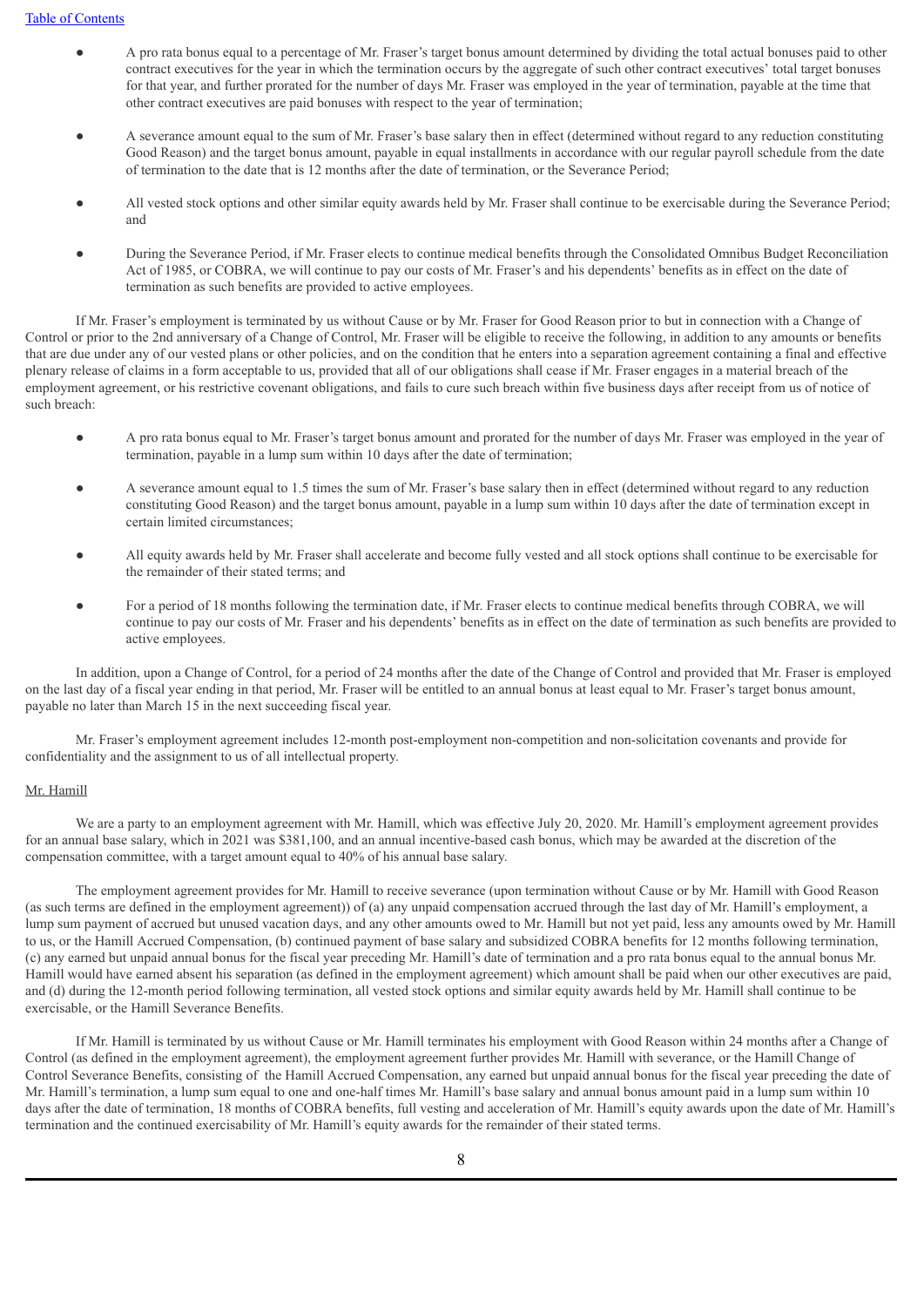- A pro rata bonus equal to a percentage of Mr. Fraser's target bonus amount determined by dividing the total actual bonuses paid to other contract executives for the year in which the termination occurs by the aggregate of such other contract executives' total target bonuses for that year, and further prorated for the number of days Mr. Fraser was employed in the year of termination, payable at the time that other contract executives are paid bonuses with respect to the year of termination;

- A severance amount equal to the sum of Mr. Fraser's base salary then in effect (determined without regard to any reduction constituting Good Reason) and the target bonus amount, payable in equal installments in accordance with our regular payroll schedule from the date of termination to the date that is 12 months after the date of termination, or the Severance Period;

- All vested stock options and other similar equity awards held by Mr. Fraser shall continue to be exercisable during the Severance Period; and

- During the Severance Period, if Mr. Fraser elects to continue medical benefits through the Consolidated Omnibus Budget Reconciliation Act of 1985, or COBRA, we will continue to pay our costs of Mr. Fraser's and his dependents' benefits as in effect on the date of termination as such benefits are provided to active employees.

If Mr. Fraser's employment is terminated by us without Cause or by Mr. Fraser for Good Reason prior to but in connection with a Change of Control or prior to the 2nd anniversary of a Change of Control, Mr. Fraser will be eligible to receive the following, in addition to any amounts or benefits that are due under any of our vested plans or other policies, and on the condition that he enters into a separation agreement containing a final and effective plenary release of claims in a form acceptable to us, provided that all of our obligations shall cease if Mr. Fraser engages in a material breach of the employment agreement, or his restrictive covenant obligations, and fails to cure such breach within five business days after receipt from us of notice of such breach:

- A pro rata bonus equal to Mr. Fraser's target bonus amount and prorated for the number of days Mr. Fraser was employed in the year of termination, payable in a lump sum within 10 days after the date of termination;

- A severance amount equal to 1.5 times the sum of Mr. Fraser's base salary then in effect (determined without regard to any reduction constituting Good Reason) and the target bonus amount, payable in a lump sum within 10 days after the date of termination except in certain limited circumstances;

- All equity awards held by Mr. Fraser shall accelerate and become fully vested and all stock options shall continue to be exercisable for the remainder of their stated terms; and

- For a period of 18 months following the termination date, if Mr. Fraser elects to continue medical benefits through COBRA, we will continue to pay our costs of Mr. Fraser and his dependents' benefits as in effect on the date of termination as such benefits are provided to active employees.

In addition, upon a Change of Control, for a period of 24 months after the date of the Change of Control and provided that Mr. Fraser is employed on the last day of a fiscal year ending in that period, Mr. Fraser will be entitled to an annual bonus at least equal to Mr. Fraser's target bonus amount, payable no later than March 15 in the next succeeding fiscal year.

Mr. Fraser's employment agreement includes 12-month post-employment non-competition and non-solicitation covenants and provide for confidentiality and the assignment to us of all intellectual property.

Mr. Hamill

We are a party to an employment agreement with Mr. Hamill, which was effective July 20, 2020. Mr. Hamill's employment agreement provides for an annual base salary, which in 2021 was $381,100, and an annual incentive-based cash bonus, which may be awarded at the discretion of the compensation committee, with a target amount equal to 40% of his annual base salary.

The employment agreement provides for Mr. Hamill to receive severance (upon termination without Cause or by Mr. Hamill with Good Reason (as such terms are defined in the employment agreement)) of (a) any unpaid compensation accrued through the last day of Mr. Hamill's employment, a lump sum payment of accrued but unused vacation days, and any other amounts owed to Mr. Hamill but not yet paid, less any amounts owed by Mr. Hamill to us, or the Hamill Accrued Compensation, (b) continued payment of base salary and subsidized COBRA benefits for 12 months following termination, (c) any earned but unpaid annual bonus for the fiscal year preceding Mr. Hamill's date of termination and a pro rata bonus equal to the annual bonus Mr. Hamill would have earned absent his separation (as defined in the employment agreement) which amount shall be paid when our other executives are paid, and (d) during the 12-month period following termination, all vested stock options and similar equity awards held by Mr. Hamill shall continue to be exercisable, or the Hamill Severance Benefits.

If Mr. Hamill is terminated by us without Cause or Mr. Hamill terminates his employment with Good Reason within 24 months after a Change of Control (as defined in the employment agreement), the employment agreement further provides Mr. Hamill with severance, or the Hamill Change of Control Severance Benefits, consisting of the Hamill Accrued Compensation, any earned but unpaid annual bonus for the fiscal year preceding the date of Mr. Hamill's termination, a lump sum equal to one and one-half times Mr. Hamill's base salary and annual bonus amount paid in a lump sum within 10 days after the date of termination, 18 months of COBRA benefits, full vesting and acceleration of Mr. Hamill's equity awards upon the date of Mr. Hamill's termination and the continued exercisability of Mr. Hamill's equity awards for the remainder of their stated terms.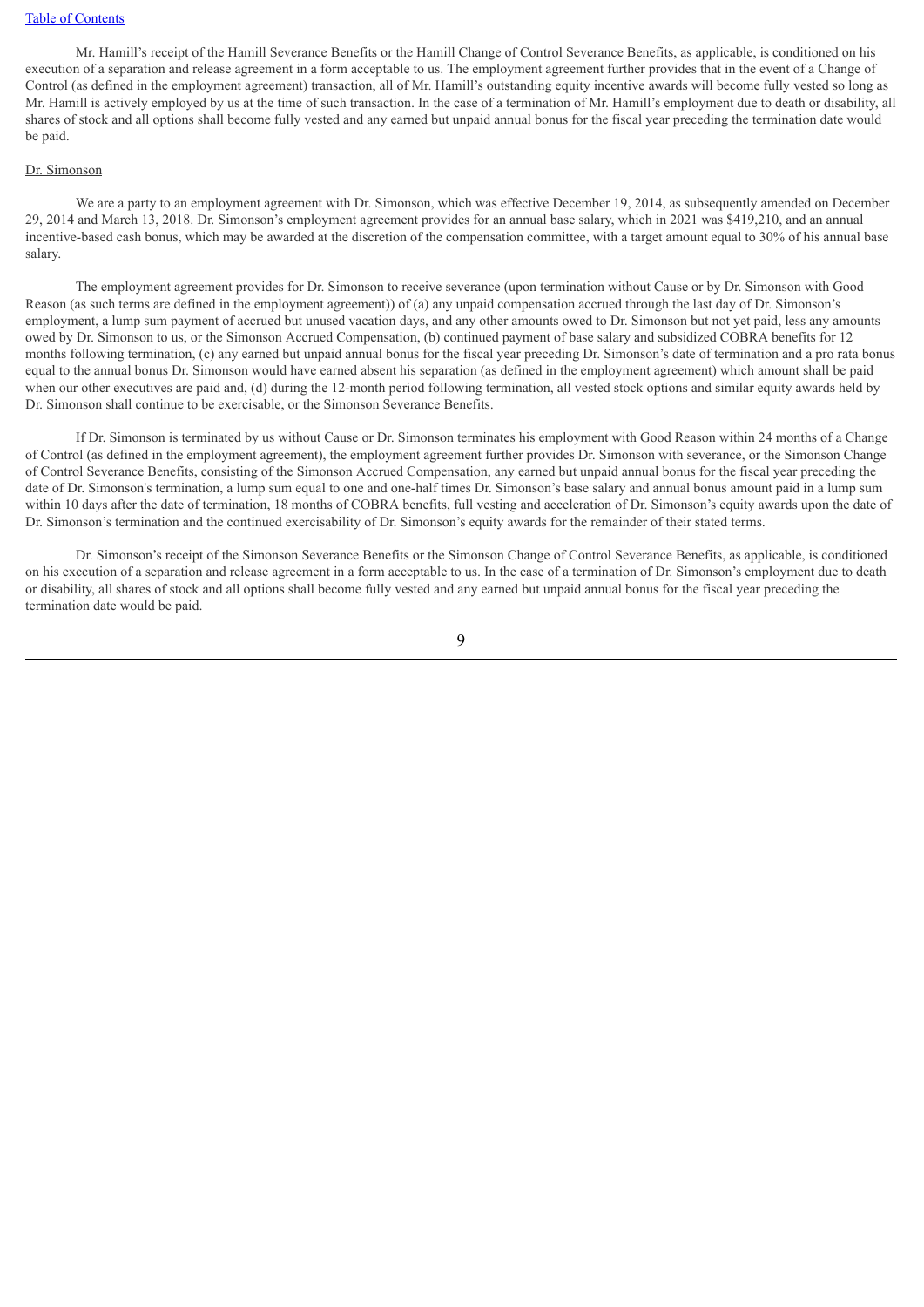Mr. Hamill's receipt of the Hamill Severance Benefits or the Hamill Change of Control Severance Benefits, as applicable, is conditioned on his execution of a separation and release agreement in a form acceptable to us. The employment agreement further provides that in the event of a Change of Control (as defined in the employment agreement) transaction, all of Mr. Hamill's outstanding equity incentive awards will become fully vested so long as Mr. Hamill is actively employed by us at the time of such transaction. In the case of a termination of Mr. Hamill's employment due to death or disability, all shares of stock and all options shall become fully vested and any earned but unpaid annual bonus for the fiscal year preceding the termination date would be paid.

Dr. Simonson

We are a party to an employment agreement with Dr. Simonson, which was effective December 19, 2014, as subsequently amended on December 29, 2014 and March 13, 2018. Dr. Simonson's employment agreement provides for an annual base salary, which in 2021 was $419,210, and an annual incentive-based cash bonus, which may be awarded at the discretion of the compensation committee, with a target amount equal to 30% of his annual base salary.

The employment agreement provides for Dr. Simonson to receive severance (upon termination without Cause or by Dr. Simonson with Good Reason (as such terms are defined in the employment agreement)) of (a) any unpaid compensation accrued through the last day of Dr. Simonson's employment, a lump sum payment of accrued but unused vacation days, and any other amounts owed to Dr. Simonson but not yet paid, less any amounts owed by Dr. Simonson to us, or the Simonson Accrued Compensation, (b) continued payment of base salary and subsidized COBRA benefits for 12 months following termination, (c) any earned but unpaid annual bonus for the fiscal year preceding Dr. Simonson's date of termination and a pro rata bonus equal to the annual bonus Dr. Simonson would have earned absent his separation (as defined in the employment agreement) which amount shall be paid when our other executives are paid and, (d) during the 12-month period following termination, all vested stock options and similar equity awards held by Dr. Simonson shall continue to be exercisable, or the Simonson Severance Benefits.

If Dr. Simonson is terminated by us without Cause or Dr. Simonson terminates his employment with Good Reason within 24 months of a Change of Control (as defined in the employment agreement), the employment agreement further provides Dr. Simonson with severance, or the Simonson Change of Control Severance Benefits, consisting of the Simonson Accrued Compensation, any earned but unpaid annual bonus for the fiscal year preceding the date of Dr. Simonson's termination, a lump sum equal to one and one-half times Dr. Simonson's base salary and annual bonus amount paid in a lump sum within 10 days after the date of termination, 18 months of COBRA benefits, full vesting and acceleration of Dr. Simonson's equity awards upon the date of Dr. Simonson's termination and the continued exercisability of Dr. Simonson's equity awards for the remainder of their stated terms.

Dr. Simonson's receipt of the Simonson Severance Benefits or the Simonson Change of Control Severance Benefits, as applicable, is conditioned on his execution of a separation and release agreement in a form acceptable to us. In the case of a termination of Dr. Simonson's employment due to death or disability, all shares of stock and all options shall become fully vested and any earned but unpaid annual bonus for the fiscal year preceding the termination date would be paid.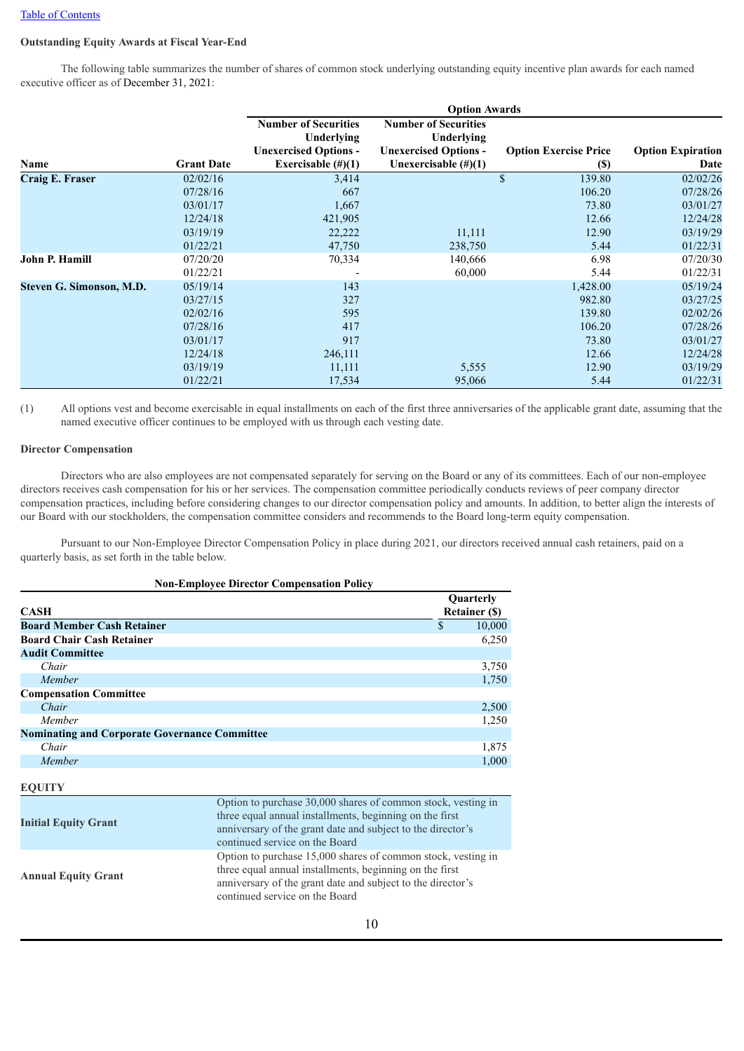[Table of Contents](#)

**Outstanding Equity Awards at Fiscal Year-End**

The following table summarizes the number of shares of common stock underlying outstanding equity incentive plan awards for each named executive officer as of December 31, 2021:

| | | Option Awards | | | |
|---|---|---|---|---|---|
| **Name** | **Grant Date** | **Number of Securities Underlying Unexercised Options - Exercisable (#)(1)** | **Number of Securities Underlying Unexercised Options - Unexercisable (#)(1)** | **Option Exercise Price ($)** | **Option Expiration Date** |
| **Craig E. Fraser** | 02/02/16 | 3,414 | | $ 139.80 | 02/02/26 |
| | 07/28/16 | 667 | | 106.20 | 07/28/26 |
| | 03/01/17 | 1,667 | | 73.80 | 03/01/27 |
| | 12/24/18 | 421,905 | | 12.66 | 12/24/28 |
| | 03/19/19 | 22,222 | 11,111 | 12.90 | 03/19/29 |
| | 01/22/21 | 47,750 | 238,750 | 5.44 | 01/22/31 |
| **John P. Hamill** | 07/20/20 | 70,334 | 140,666 | 6.98 | 07/20/30 |
| | 01/22/21 | - | 60,000 | 5.44 | 01/22/31 |
| **Steven G. Simonson, M.D.** | 05/19/14 | 143 | | 1,428.00 | 05/19/24 |
| | 03/27/15 | 327 | | 982.80 | 03/27/25 |
| | 02/02/16 | 595 | | 139.80 | 02/02/26 |
| | 07/28/16 | 417 | | 106.20 | 07/28/26 |
| | 03/01/17 | 917 | | 73.80 | 03/01/27 |
| | 12/24/18 | 246,111 | | 12.66 | 12/24/28 |
| | 03/19/19 | 11,111 | 5,555 | 12.90 | 03/19/29 |
| | 01/22/21 | 17,534 | 95,066 | 5.44 | 01/22/31 |

(1) All options vest and become exercisable in equal installments on each of the first three anniversaries of the applicable grant date, assuming that the named executive officer continues to be employed with us through each vesting date.

**Director Compensation**

Directors who are also employees are not compensated separately for serving on the Board or any of its committees. Each of our non-employee directors receives cash compensation for his or her services. The compensation committee periodically conducts reviews of peer company director compensation practices, including before considering changes to our director compensation policy and amounts. In addition, to better align the interests of our Board with our stockholders, the compensation committee considers and recommends to the Board long-term equity compensation.

Pursuant to our Non-Employee Director Compensation Policy in place during 2021, our directors received annual cash retainers, paid on a quarterly basis, as set forth in the table below.

**Non-Employee Director Compensation Policy**

| **CASH** | **Quarterly Retainer ($)** |
|---|---|
| **Board Member Cash Retainer** | $ 10,000 |
| **Board Chair Cash Retainer** | 6,250 |
| **Audit Committee** | |
| *Chair* | 3,750 |
| *Member* | 1,750 |
| **Compensation Committee** | |
| *Chair* | 2,500 |
| *Member* | 1,250 |
| **Nominating and Corporate Governance Committee** | |
| *Chair* | 1,875 |
| *Member* | 1,000 |

| **EQUITY** | |
|---|---|
| **Initial Equity Grant** | Option to purchase 30,000 shares of common stock, vesting in three equal annual installments, beginning on the first anniversary of the grant date and subject to the director's continued service on the Board |
| **Annual Equity Grant** | Option to purchase 15,000 shares of common stock, vesting in three equal annual installments, beginning on the first anniversary of the grant date and subject to the director's continued service on the Board |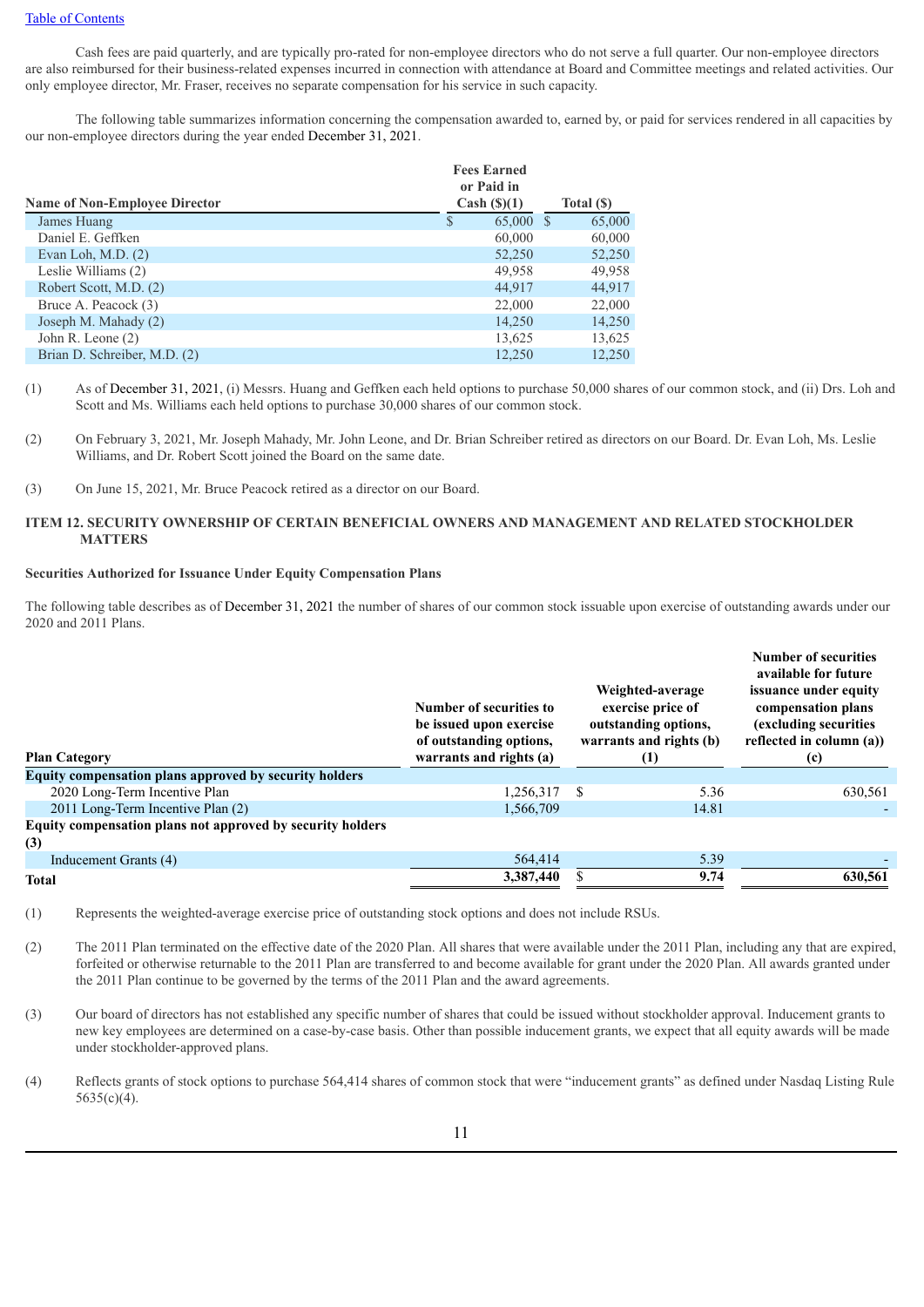Cash fees are paid quarterly, and are typically pro-rated for non-employee directors who do not serve a full quarter. Our non-employee directors are also reimbursed for their business-related expenses incurred in connection with attendance at Board and Committee meetings and related activities. Our only employee director, Mr. Fraser, receives no separate compensation for his service in such capacity.

The following table summarizes information concerning the compensation awarded to, earned by, or paid for services rendered in all capacities by our non-employee directors during the year ended December 31, 2021.

| Name of Non-Employee Director | Fees Earned or Paid in Cash ($)(1) | Total ($) |
|---|---|---|
| James Huang | $ 65,000 | $ 65,000 |
| Daniel E. Geffken | 60,000 | 60,000 |
| Evan Loh, M.D. (2) | 52,250 | 52,250 |
| Leslie Williams (2) | 49,958 | 49,958 |
| Robert Scott, M.D. (2) | 44,917 | 44,917 |
| Bruce A. Peacock (3) | 22,000 | 22,000 |
| Joseph M. Mahady (2) | 14,250 | 14,250 |
| John R. Leone (2) | 13,625 | 13,625 |
| Brian D. Schreiber, M.D. (2) | 12,250 | 12,250 |

(1) As of December 31, 2021, (i) Messrs. Huang and Geffken each held options to purchase 50,000 shares of our common stock, and (ii) Drs. Loh and Scott and Ms. Williams each held options to purchase 30,000 shares of our common stock.

(2) On February 3, 2021, Mr. Joseph Mahady, Mr. John Leone, and Dr. Brian Schreiber retired as directors on our Board. Dr. Evan Loh, Ms. Leslie Williams, and Dr. Robert Scott joined the Board on the same date.

(3) On June 15, 2021, Mr. Bruce Peacock retired as a director on our Board.

## ITEM 12. SECURITY OWNERSHIP OF CERTAIN BENEFICIAL OWNERS AND MANAGEMENT AND RELATED STOCKHOLDER MATTERS

### Securities Authorized for Issuance Under Equity Compensation Plans

The following table describes as of December 31, 2021 the number of shares of our common stock issuable upon exercise of outstanding awards under our 2020 and 2011 Plans.

| Plan Category | Number of securities to be issued upon exercise of outstanding options, warrants and rights (a) | Weighted-average exercise price of outstanding options, warrants and rights (b) (1) | Number of securities available for future issuance under equity compensation plans (excluding securities reflected in column (a)) (c) |
|---|---|---|---|
| **Equity compensation plans approved by security holders** | | | |
| 2020 Long-Term Incentive Plan | 1,256,317 | $ 5.36 | 630,561 |
| 2011 Long-Term Incentive Plan (2) | 1,566,709 | 14.81 | - |
| **Equity compensation plans not approved by security holders (3)** | | | |
| Inducement Grants (4) | 564,414 | 5.39 | - |
| **Total** | **3,387,440** | **$ 9.74** | **630,561** |

(1) Represents the weighted-average exercise price of outstanding stock options and does not include RSUs.

(2) The 2011 Plan terminated on the effective date of the 2020 Plan. All shares that were available under the 2011 Plan, including any that are expired, forfeited or otherwise returnable to the 2011 Plan are transferred to and become available for grant under the 2020 Plan. All awards granted under the 2011 Plan continue to be governed by the terms of the 2011 Plan and the award agreements.

(3) Our board of directors has not established any specific number of shares that could be issued without stockholder approval. Inducement grants to new key employees are determined on a case-by-case basis. Other than possible inducement grants, we expect that all equity awards will be made under stockholder-approved plans.

(4) Reflects grants of stock options to purchase 564,414 shares of common stock that were "inducement grants" as defined under Nasdaq Listing Rule 5635(c)(4).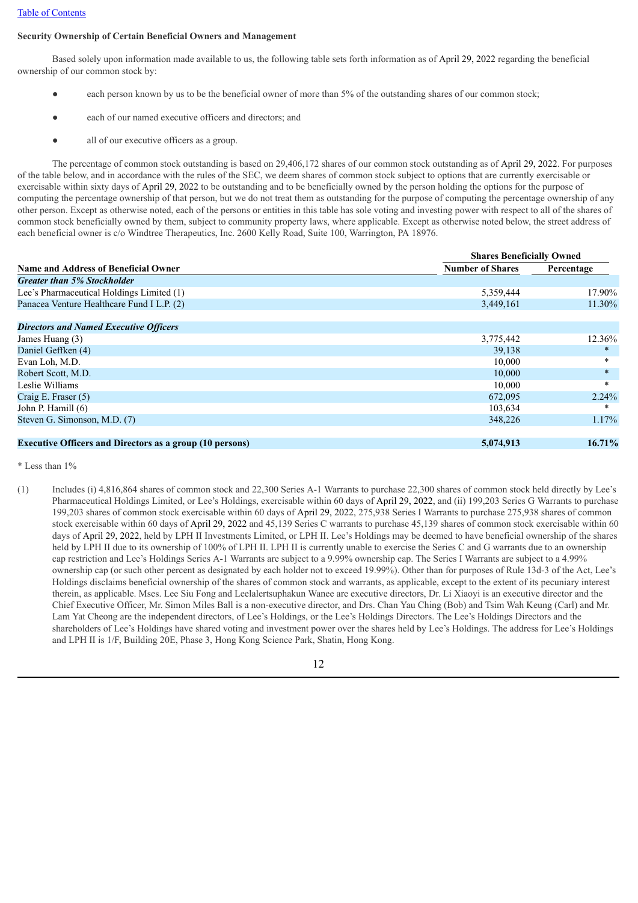**Security Ownership of Certain Beneficial Owners and Management**

Based solely upon information made available to us, the following table sets forth information as of April 29, 2022 regarding the beneficial ownership of our common stock by:

- each person known by us to be the beneficial owner of more than 5% of the outstanding shares of our common stock;
- each of our named executive officers and directors; and
- all of our executive officers as a group.

The percentage of common stock outstanding is based on 29,406,172 shares of our common stock outstanding as of April 29, 2022. For purposes of the table below, and in accordance with the rules of the SEC, we deem shares of common stock subject to options that are currently exercisable or exercisable within sixty days of April 29, 2022 to be outstanding and to be beneficially owned by the person holding the options for the purpose of computing the percentage ownership of that person, but we do not treat them as outstanding for the purpose of computing the percentage ownership of any other person. Except as otherwise noted, each of the persons or entities in this table has sole voting and investing power with respect to all of the shares of common stock beneficially owned by them, subject to community property laws, where applicable. Except as otherwise noted below, the street address of each beneficial owner is c/o Windtree Therapeutics, Inc. 2600 Kelly Road, Suite 100, Warrington, PA 18976.

| | Shares Beneficially Owned | |
|---|---|---|
| **Name and Address of Beneficial Owner** | **Number of Shares** | **Percentage** |
| ***Greater than 5% Stockholder*** | | |
| Lee's Pharmaceutical Holdings Limited (1) | 5,359,444 | 17.90% |
| Panacea Venture Healthcare Fund I L.P. (2) | 3,449,161 | 11.30% |
| | | |
| ***Directors and Named Executive Officers*** | | |
| James Huang (3) | 3,775,442 | 12.36% |
| Daniel Geffken (4) | 39,138 | * |
| Evan Loh, M.D. | 10,000 | * |
| Robert Scott, M.D. | 10,000 | * |
| Leslie Williams | 10,000 | * |
| Craig E. Fraser (5) | 672,095 | 2.24% |
| John P. Hamill (6) | 103,634 | * |
| Steven G. Simonson, M.D. (7) | 348,226 | 1.17% |
| | | |
| **Executive Officers and Directors as a group (10 persons)** | **5,074,913** | **16.71%** |

* Less than 1%

(1) Includes (i) 4,816,864 shares of common stock and 22,300 Series A-1 Warrants to purchase 22,300 shares of common stock held directly by Lee's Pharmaceutical Holdings Limited, or Lee's Holdings, exercisable within 60 days of April 29, 2022, and (ii) 199,203 Series G Warrants to purchase 199,203 shares of common stock exercisable within 60 days of April 29, 2022, 275,938 Series I Warrants to purchase 275,938 shares of common stock exercisable within 60 days of April 29, 2022 and 45,139 Series C warrants to purchase 45,139 shares of common stock exercisable within 60 days of April 29, 2022, held by LPH II Investments Limited, or LPH II. Lee's Holdings may be deemed to have beneficial ownership of the shares held by LPH II due to its ownership of 100% of LPH II. LPH II is currently unable to exercise the Series C and G warrants due to an ownership cap restriction and Lee's Holdings Series A-1 Warrants are subject to a 9.99% ownership cap. The Series I Warrants are subject to a 4.99% ownership cap (or such other percent as designated by each holder not to exceed 19.99%). Other than for purposes of Rule 13d-3 of the Act, Lee's Holdings disclaims beneficial ownership of the shares of common stock and warrants, as applicable, except to the extent of its pecuniary interest therein, as applicable. Mses. Lee Siu Fong and Leelalertsuphakun Wanee are executive directors, Dr. Li Xiaoyi is an executive director and the Chief Executive Officer, Mr. Simon Miles Ball is a non-executive director, and Drs. Chan Yau Ching (Bob) and Tsim Wah Keung (Carl) and Mr. Lam Yat Cheong are the independent directors, of Lee's Holdings, or the Lee's Holdings Directors. The Lee's Holdings Directors and the shareholders of Lee's Holdings have shared voting and investment power over the shares held by Lee's Holdings. The address for Lee's Holdings and LPH II is 1/F, Building 20E, Phase 3, Hong Kong Science Park, Shatin, Hong Kong.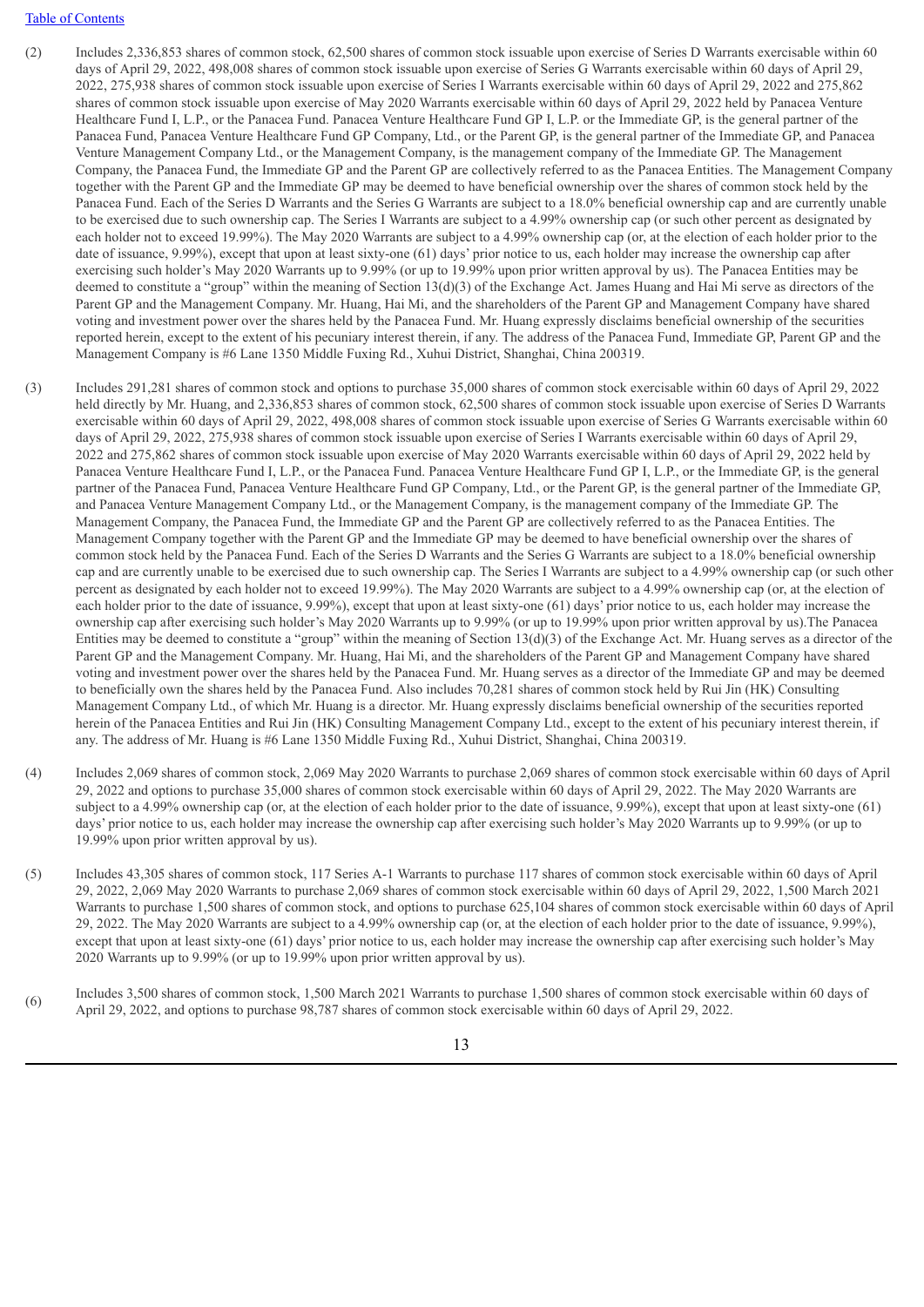(2) Includes 2,336,853 shares of common stock, 62,500 shares of common stock issuable upon exercise of Series D Warrants exercisable within 60 days of April 29, 2022, 498,008 shares of common stock issuable upon exercise of Series G Warrants exercisable within 60 days of April 29, 2022, 275,938 shares of common stock issuable upon exercise of Series I Warrants exercisable within 60 days of April 29, 2022 and 275,862 shares of common stock issuable upon exercise of May 2020 Warrants exercisable within 60 days of April 29, 2022 held by Panacea Venture Healthcare Fund I, L.P., or the Panacea Fund. Panacea Venture Healthcare Fund GP I, L.P. or the Immediate GP, is the general partner of the Panacea Fund, Panacea Venture Healthcare Fund GP Company, Ltd., or the Parent GP, is the general partner of the Immediate GP, and Panacea Venture Management Company Ltd., or the Management Company, is the management company of the Immediate GP. The Management Company, the Panacea Fund, the Immediate GP and the Parent GP are collectively referred to as the Panacea Entities. The Management Company together with the Parent GP and the Immediate GP may be deemed to have beneficial ownership over the shares of common stock held by the Panacea Fund. Each of the Series D Warrants and the Series G Warrants are subject to a 18.0% beneficial ownership cap and are currently unable to be exercised due to such ownership cap. The Series I Warrants are subject to a 4.99% ownership cap (or such other percent as designated by each holder not to exceed 19.99%). The May 2020 Warrants are subject to a 4.99% ownership cap (or, at the election of each holder prior to the date of issuance, 9.99%), except that upon at least sixty-one (61) days' prior notice to us, each holder may increase the ownership cap after exercising such holder's May 2020 Warrants up to 9.99% (or up to 19.99% upon prior written approval by us). The Panacea Entities may be deemed to constitute a "group" within the meaning of Section 13(d)(3) of the Exchange Act. James Huang and Hai Mi serve as directors of the Parent GP and the Management Company. Mr. Huang, Hai Mi, and the shareholders of the Parent GP and Management Company have shared voting and investment power over the shares held by the Panacea Fund. Mr. Huang expressly disclaims beneficial ownership of the securities reported herein, except to the extent of his pecuniary interest therein, if any. The address of the Panacea Fund, Immediate GP, Parent GP and the Management Company is #6 Lane 1350 Middle Fuxing Rd., Xuhui District, Shanghai, China 200319.

(3) Includes 291,281 shares of common stock and options to purchase 35,000 shares of common stock exercisable within 60 days of April 29, 2022 held directly by Mr. Huang, and 2,336,853 shares of common stock, 62,500 shares of common stock issuable upon exercise of Series D Warrants exercisable within 60 days of April 29, 2022, 498,008 shares of common stock issuable upon exercise of Series G Warrants exercisable within 60 days of April 29, 2022, 275,938 shares of common stock issuable upon exercise of Series I Warrants exercisable within 60 days of April 29, 2022 and 275,862 shares of common stock issuable upon exercise of May 2020 Warrants exercisable within 60 days of April 29, 2022 held by Panacea Venture Healthcare Fund I, L.P., or the Panacea Fund. Panacea Venture Healthcare Fund GP I, L.P., or the Immediate GP, is the general partner of the Panacea Fund, Panacea Venture Healthcare Fund GP Company, Ltd., or the Parent GP, is the general partner of the Immediate GP, and Panacea Venture Management Company Ltd., or the Management Company, is the management company of the Immediate GP. The Management Company, the Panacea Fund, the Immediate GP and the Parent GP are collectively referred to as the Panacea Entities. The Management Company together with the Parent GP and the Immediate GP may be deemed to have beneficial ownership over the shares of common stock held by the Panacea Fund. Each of the Series D Warrants and the Series G Warrants are subject to a 18.0% beneficial ownership cap and are currently unable to be exercised due to such ownership cap. The Series I Warrants are subject to a 4.99% ownership cap (or such other percent as designated by each holder not to exceed 19.99%). The May 2020 Warrants are subject to a 4.99% ownership cap (or, at the election of each holder prior to the date of issuance, 9.99%), except that upon at least sixty-one (61) days' prior notice to us, each holder may increase the ownership cap after exercising such holder's May 2020 Warrants up to 9.99% (or up to 19.99% upon prior written approval by us).The Panacea Entities may be deemed to constitute a "group" within the meaning of Section 13(d)(3) of the Exchange Act. Mr. Huang serves as a director of the Parent GP and the Management Company. Mr. Huang, Hai Mi, and the shareholders of the Parent GP and Management Company have shared voting and investment power over the shares held by the Panacea Fund. Mr. Huang serves as a director of the Immediate GP and may be deemed to beneficially own the shares held by the Panacea Fund. Also includes 70,281 shares of common stock held by Rui Jin (HK) Consulting Management Company Ltd., of which Mr. Huang is a director. Mr. Huang expressly disclaims beneficial ownership of the securities reported herein of the Panacea Entities and Rui Jin (HK) Consulting Management Company Ltd., except to the extent of his pecuniary interest therein, if any. The address of Mr. Huang is #6 Lane 1350 Middle Fuxing Rd., Xuhui District, Shanghai, China 200319.

(4) Includes 2,069 shares of common stock, 2,069 May 2020 Warrants to purchase 2,069 shares of common stock exercisable within 60 days of April 29, 2022 and options to purchase 35,000 shares of common stock exercisable within 60 days of April 29, 2022. The May 2020 Warrants are subject to a 4.99% ownership cap (or, at the election of each holder prior to the date of issuance, 9.99%), except that upon at least sixty-one (61) days' prior notice to us, each holder may increase the ownership cap after exercising such holder's May 2020 Warrants up to 9.99% (or up to 19.99% upon prior written approval by us).

(5) Includes 43,305 shares of common stock, 117 Series A-1 Warrants to purchase 117 shares of common stock exercisable within 60 days of April 29, 2022, 2,069 May 2020 Warrants to purchase 2,069 shares of common stock exercisable within 60 days of April 29, 2022, 1,500 March 2021 Warrants to purchase 1,500 shares of common stock, and options to purchase 625,104 shares of common stock exercisable within 60 days of April 29, 2022. The May 2020 Warrants are subject to a 4.99% ownership cap (or, at the election of each holder prior to the date of issuance, 9.99%), except that upon at least sixty-one (61) days' prior notice to us, each holder may increase the ownership cap after exercising such holder's May 2020 Warrants up to 9.99% (or up to 19.99% upon prior written approval by us).

(6) Includes 3,500 shares of common stock, 1,500 March 2021 Warrants to purchase 1,500 shares of common stock exercisable within 60 days of April 29, 2022, and options to purchase 98,787 shares of common stock exercisable within 60 days of April 29, 2022.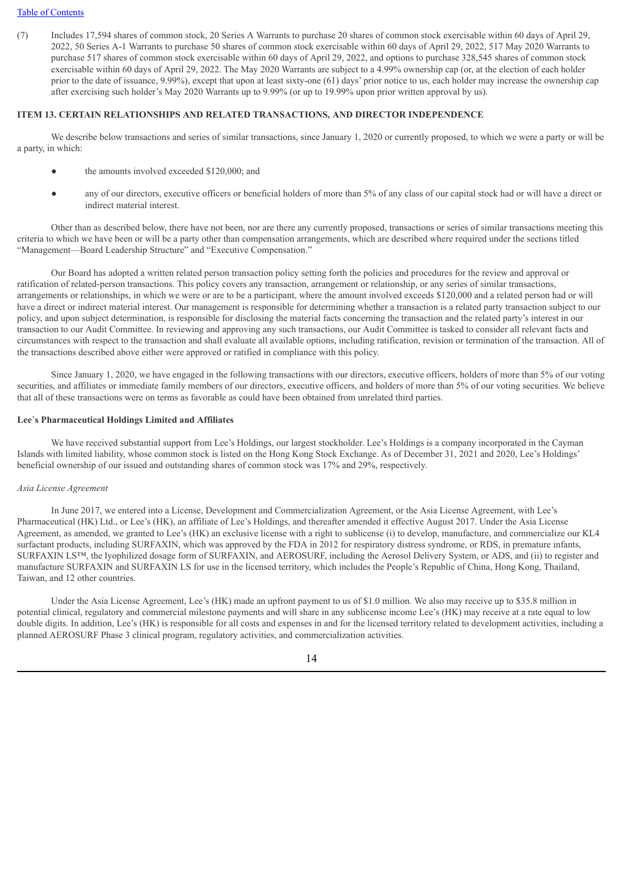(7) Includes 17,594 shares of common stock, 20 Series A Warrants to purchase 20 shares of common stock exercisable within 60 days of April 29, 2022, 50 Series A-1 Warrants to purchase 50 shares of common stock exercisable within 60 days of April 29, 2022, 517 May 2020 Warrants to purchase 517 shares of common stock exercisable within 60 days of April 29, 2022, and options to purchase 328,545 shares of common stock exercisable within 60 days of April 29, 2022. The May 2020 Warrants are subject to a 4.99% ownership cap (or, at the election of each holder prior to the date of issuance, 9.99%), except that upon at least sixty-one (61) days' prior notice to us, each holder may increase the ownership cap after exercising such holder's May 2020 Warrants up to 9.99% (or up to 19.99% upon prior written approval by us).

## ITEM 13. CERTAIN RELATIONSHIPS AND RELATED TRANSACTIONS, AND DIRECTOR INDEPENDENCE

We describe below transactions and series of similar transactions, since January 1, 2020 or currently proposed, to which we were a party or will be a party, in which:

- the amounts involved exceeded $120,000; and
- any of our directors, executive officers or beneficial holders of more than 5% of any class of our capital stock had or will have a direct or indirect material interest.

Other than as described below, there have not been, nor are there any currently proposed, transactions or series of similar transactions meeting this criteria to which we have been or will be a party other than compensation arrangements, which are described where required under the sections titled "Management—Board Leadership Structure" and "Executive Compensation."

Our Board has adopted a written related person transaction policy setting forth the policies and procedures for the review and approval or ratification of related-person transactions. This policy covers any transaction, arrangement or relationship, or any series of similar transactions, arrangements or relationships, in which we were or are to be a participant, where the amount involved exceeds $120,000 and a related person had or will have a direct or indirect material interest. Our management is responsible for determining whether a transaction is a related party transaction subject to our policy, and upon subject determination, is responsible for disclosing the material facts concerning the transaction and the related party's interest in our transaction to our Audit Committee. In reviewing and approving any such transactions, our Audit Committee is tasked to consider all relevant facts and circumstances with respect to the transaction and shall evaluate all available options, including ratification, revision or termination of the transaction. All of the transactions described above either were approved or ratified in compliance with this policy.

Since January 1, 2020, we have engaged in the following transactions with our directors, executive officers, holders of more than 5% of our voting securities, and affiliates or immediate family members of our directors, executive officers, and holders of more than 5% of our voting securities. We believe that all of these transactions were on terms as favorable as could have been obtained from unrelated third parties.

### Lee's Pharmaceutical Holdings Limited and Affiliates

We have received substantial support from Lee's Holdings, our largest stockholder. Lee's Holdings is a company incorporated in the Cayman Islands with limited liability, whose common stock is listed on the Hong Kong Stock Exchange. As of December 31, 2021 and 2020, Lee's Holdings' beneficial ownership of our issued and outstanding shares of common stock was 17% and 29%, respectively.

*Asia License Agreement*

In June 2017, we entered into a License, Development and Commercialization Agreement, or the Asia License Agreement, with Lee's Pharmaceutical (HK) Ltd., or Lee's (HK), an affiliate of Lee's Holdings, and thereafter amended it effective August 2017. Under the Asia License Agreement, as amended, we granted to Lee's (HK) an exclusive license with a right to sublicense (i) to develop, manufacture, and commercialize our KL4 surfactant products, including SURFAXIN, which was approved by the FDA in 2012 for respiratory distress syndrome, or RDS, in premature infants, SURFAXIN LS™, the lyophilized dosage form of SURFAXIN, and AEROSURF, including the Aerosol Delivery System, or ADS, and (ii) to register and manufacture SURFAXIN and SURFAXIN LS for use in the licensed territory, which includes the People's Republic of China, Hong Kong, Thailand, Taiwan, and 12 other countries.

Under the Asia License Agreement, Lee's (HK) made an upfront payment to us of $1.0 million. We also may receive up to $35.8 million in potential clinical, regulatory and commercial milestone payments and will share in any sublicense income Lee's (HK) may receive at a rate equal to low double digits. In addition, Lee's (HK) is responsible for all costs and expenses in and for the licensed territory related to development activities, including a planned AEROSURF Phase 3 clinical program, regulatory activities, and commercialization activities.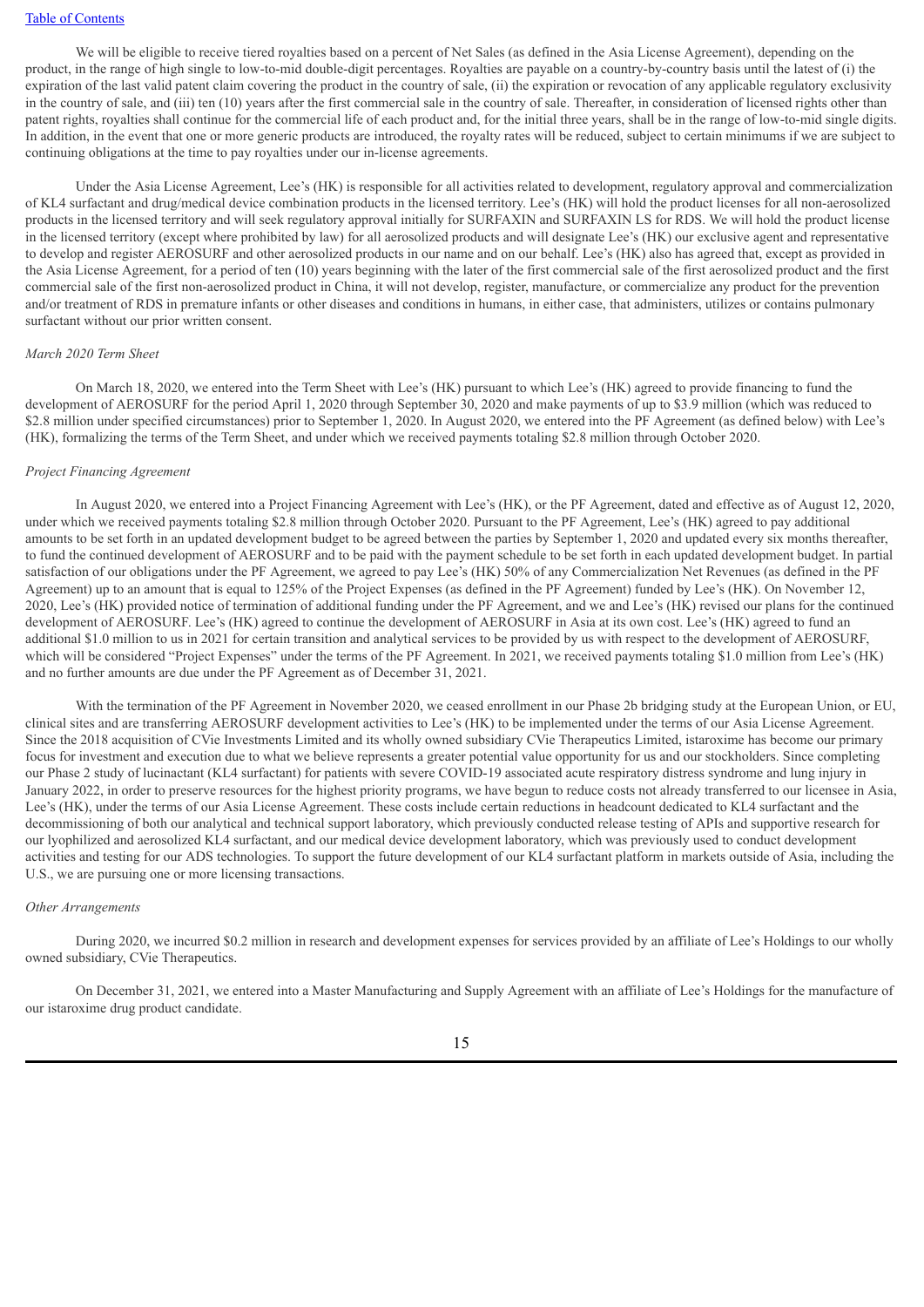We will be eligible to receive tiered royalties based on a percent of Net Sales (as defined in the Asia License Agreement), depending on the product, in the range of high single to low-to-mid double-digit percentages. Royalties are payable on a country-by-country basis until the latest of (i) the expiration of the last valid patent claim covering the product in the country of sale, (ii) the expiration or revocation of any applicable regulatory exclusivity in the country of sale, and (iii) ten (10) years after the first commercial sale in the country of sale. Thereafter, in consideration of licensed rights other than patent rights, royalties shall continue for the commercial life of each product and, for the initial three years, shall be in the range of low-to-mid single digits. In addition, in the event that one or more generic products are introduced, the royalty rates will be reduced, subject to certain minimums if we are subject to continuing obligations at the time to pay royalties under our in-license agreements.

Under the Asia License Agreement, Lee's (HK) is responsible for all activities related to development, regulatory approval and commercialization of KL4 surfactant and drug/medical device combination products in the licensed territory. Lee's (HK) will hold the product licenses for all non-aerosolized products in the licensed territory and will seek regulatory approval initially for SURFAXIN and SURFAXIN LS for RDS. We will hold the product license in the licensed territory (except where prohibited by law) for all aerosolized products and will designate Lee's (HK) our exclusive agent and representative to develop and register AEROSURF and other aerosolized products in our name and on our behalf. Lee's (HK) also has agreed that, except as provided in the Asia License Agreement, for a period of ten (10) years beginning with the later of the first commercial sale of the first aerosolized product and the first commercial sale of the first non-aerosolized product in China, it will not develop, register, manufacture, or commercialize any product for the prevention and/or treatment of RDS in premature infants or other diseases and conditions in humans, in either case, that administers, utilizes or contains pulmonary surfactant without our prior written consent.

*March 2020 Term Sheet*

On March 18, 2020, we entered into the Term Sheet with Lee's (HK) pursuant to which Lee's (HK) agreed to provide financing to fund the development of AEROSURF for the period April 1, 2020 through September 30, 2020 and make payments of up to $3.9 million (which was reduced to $2.8 million under specified circumstances) prior to September 1, 2020. In August 2020, we entered into the PF Agreement (as defined below) with Lee's (HK), formalizing the terms of the Term Sheet, and under which we received payments totaling $2.8 million through October 2020.

*Project Financing Agreement*

In August 2020, we entered into a Project Financing Agreement with Lee's (HK), or the PF Agreement, dated and effective as of August 12, 2020, under which we received payments totaling $2.8 million through October 2020. Pursuant to the PF Agreement, Lee's (HK) agreed to pay additional amounts to be set forth in an updated development budget to be agreed between the parties by September 1, 2020 and updated every six months thereafter, to fund the continued development of AEROSURF and to be paid with the payment schedule to be set forth in each updated development budget. In partial satisfaction of our obligations under the PF Agreement, we agreed to pay Lee's (HK) 50% of any Commercialization Net Revenues (as defined in the PF Agreement) up to an amount that is equal to 125% of the Project Expenses (as defined in the PF Agreement) funded by Lee's (HK). On November 12, 2020, Lee's (HK) provided notice of termination of additional funding under the PF Agreement, and we and Lee's (HK) revised our plans for the continued development of AEROSURF. Lee's (HK) agreed to continue the development of AEROSURF in Asia at its own cost. Lee's (HK) agreed to fund an additional $1.0 million to us in 2021 for certain transition and analytical services to be provided by us with respect to the development of AEROSURF, which will be considered "Project Expenses" under the terms of the PF Agreement. In 2021, we received payments totaling $1.0 million from Lee's (HK) and no further amounts are due under the PF Agreement as of December 31, 2021.

With the termination of the PF Agreement in November 2020, we ceased enrollment in our Phase 2b bridging study at the European Union, or EU, clinical sites and are transferring AEROSURF development activities to Lee's (HK) to be implemented under the terms of our Asia License Agreement. Since the 2018 acquisition of CVie Investments Limited and its wholly owned subsidiary CVie Therapeutics Limited, istaroxime has become our primary focus for investment and execution due to what we believe represents a greater potential value opportunity for us and our stockholders. Since completing our Phase 2 study of lucinactant (KL4 surfactant) for patients with severe COVID-19 associated acute respiratory distress syndrome and lung injury in January 2022, in order to preserve resources for the highest priority programs, we have begun to reduce costs not already transferred to our licensee in Asia, Lee's (HK), under the terms of our Asia License Agreement. These costs include certain reductions in headcount dedicated to KL4 surfactant and the decommissioning of both our analytical and technical support laboratory, which previously conducted release testing of APIs and supportive research for our lyophilized and aerosolized KL4 surfactant, and our medical device development laboratory, which was previously used to conduct development activities and testing for our ADS technologies. To support the future development of our KL4 surfactant platform in markets outside of Asia, including the U.S., we are pursuing one or more licensing transactions.

*Other Arrangements*

During 2020, we incurred $0.2 million in research and development expenses for services provided by an affiliate of Lee's Holdings to our wholly owned subsidiary, CVie Therapeutics.

On December 31, 2021, we entered into a Master Manufacturing and Supply Agreement with an affiliate of Lee's Holdings for the manufacture of our istaroxime drug product candidate.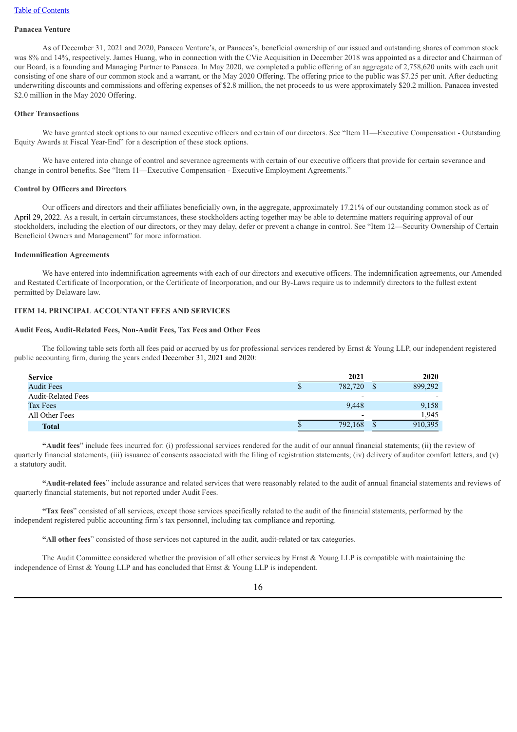**Panacea Venture**

As of December 31, 2021 and 2020, Panacea Venture's, or Panacea's, beneficial ownership of our issued and outstanding shares of common stock was 8% and 14%, respectively. James Huang, who in connection with the CVie Acquisition in December 2018 was appointed as a director and Chairman of our Board, is a founding and Managing Partner to Panacea. In May 2020, we completed a public offering of an aggregate of 2,758,620 units with each unit consisting of one share of our common stock and a warrant, or the May 2020 Offering. The offering price to the public was $7.25 per unit. After deducting underwriting discounts and commissions and offering expenses of $2.8 million, the net proceeds to us were approximately $20.2 million. Panacea invested $2.0 million in the May 2020 Offering.

**Other Transactions**

We have granted stock options to our named executive officers and certain of our directors. See "Item 11—Executive Compensation - Outstanding Equity Awards at Fiscal Year-End" for a description of these stock options.

We have entered into change of control and severance agreements with certain of our executive officers that provide for certain severance and change in control benefits. See "Item 11—Executive Compensation - Executive Employment Agreements."

**Control by Officers and Directors**

Our officers and directors and their affiliates beneficially own, in the aggregate, approximately 17.21% of our outstanding common stock as of April 29, 2022. As a result, in certain circumstances, these stockholders acting together may be able to determine matters requiring approval of our stockholders, including the election of our directors, or they may delay, defer or prevent a change in control. See "Item 12—Security Ownership of Certain Beneficial Owners and Management" for more information.

**Indemnification Agreements**

We have entered into indemnification agreements with each of our directors and executive officers. The indemnification agreements, our Amended and Restated Certificate of Incorporation, or the Certificate of Incorporation, and our By-Laws require us to indemnify directors to the fullest extent permitted by Delaware law.

## ITEM 14. PRINCIPAL ACCOUNTANT FEES AND SERVICES

**Audit Fees, Audit-Related Fees, Non-Audit Fees, Tax Fees and Other Fees**

The following table sets forth all fees paid or accrued by us for professional services rendered by Ernst & Young LLP, our independent registered public accounting firm, during the years ended December 31, 2021 and 2020:

| Service | 2021 | 2020 |
|---|---|---|
| Audit Fees | $ 782,720 | $ 899,292 |
| Audit-Related Fees | - | - |
| Tax Fees | 9,448 | 9,158 |
| All Other Fees | - | 1,945 |
| **Total** | $ 792,168 | $ 910,395 |

**"Audit fees"** include fees incurred for: (i) professional services rendered for the audit of our annual financial statements; (ii) the review of quarterly financial statements, (iii) issuance of consents associated with the filing of registration statements; (iv) delivery of auditor comfort letters, and (v) a statutory audit.

**"Audit-related fees"** include assurance and related services that were reasonably related to the audit of annual financial statements and reviews of quarterly financial statements, but not reported under Audit Fees.

**"Tax fees"** consisted of all services, except those services specifically related to the audit of the financial statements, performed by the independent registered public accounting firm's tax personnel, including tax compliance and reporting.

**"All other fees"** consisted of those services not captured in the audit, audit-related or tax categories.

The Audit Committee considered whether the provision of all other services by Ernst & Young LLP is compatible with maintaining the independence of Ernst & Young LLP and has concluded that Ernst & Young LLP is independent.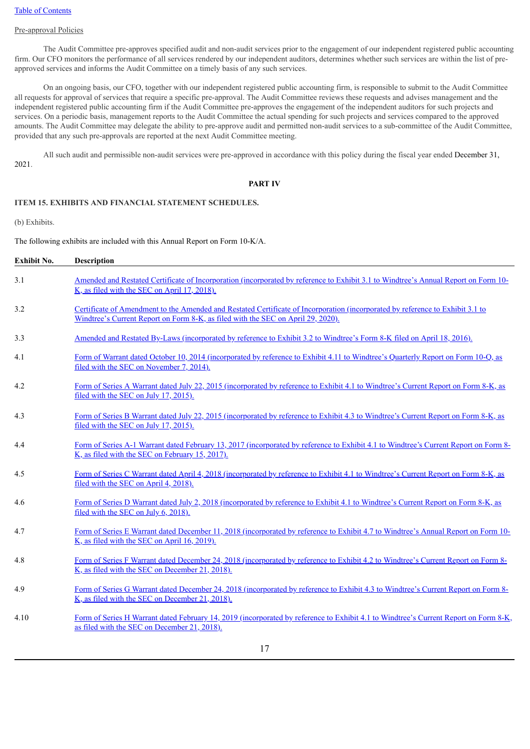[Table of Contents](#)

Pre-approval Policies

The Audit Committee pre-approves specified audit and non-audit services prior to the engagement of our independent registered public accounting firm. Our CFO monitors the performance of all services rendered by our independent auditors, determines whether such services are within the list of pre-approved services and informs the Audit Committee on a timely basis of any such services.

On an ongoing basis, our CFO, together with our independent registered public accounting firm, is responsible to submit to the Audit Committee all requests for approval of services that require a specific pre-approval. The Audit Committee reviews these requests and advises management and the independent registered public accounting firm if the Audit Committee pre-approves the engagement of the independent auditors for such projects and services. On a periodic basis, management reports to the Audit Committee the actual spending for such projects and services compared to the approved amounts. The Audit Committee may delegate the ability to pre-approve audit and permitted non-audit services to a sub-committee of the Audit Committee, provided that any such pre-approvals are reported at the next Audit Committee meeting.

All such audit and permissible non-audit services were pre-approved in accordance with this policy during the fiscal year ended December 31, 2021.

**PART IV**

**ITEM 15. EXHIBITS AND FINANCIAL STATEMENT SCHEDULES.**

(b) Exhibits.

The following exhibits are included with this Annual Report on Form 10-K/A.

| Exhibit No. | Description |
|---|---|
| 3.1 | Amended and Restated Certificate of Incorporation (incorporated by reference to Exhibit 3.1 to Windtree's Annual Report on Form 10-K, as filed with the SEC on April 17, 2018). |
| 3.2 | Certificate of Amendment to the Amended and Restated Certificate of Incorporation (incorporated by reference to Exhibit 3.1 to Windtree's Current Report on Form 8-K, as filed with the SEC on April 29, 2020). |
| 3.3 | Amended and Restated By-Laws (incorporated by reference to Exhibit 3.2 to Windtree's Form 8-K filed on April 18, 2016). |
| 4.1 | Form of Warrant dated October 10, 2014 (incorporated by reference to Exhibit 4.11 to Windtree's Quarterly Report on Form 10-Q, as filed with the SEC on November 7, 2014). |
| 4.2 | Form of Series A Warrant dated July 22, 2015 (incorporated by reference to Exhibit 4.1 to Windtree's Current Report on Form 8-K, as filed with the SEC on July 17, 2015). |
| 4.3 | Form of Series B Warrant dated July 22, 2015 (incorporated by reference to Exhibit 4.3 to Windtree's Current Report on Form 8-K, as filed with the SEC on July 17, 2015). |
| 4.4 | Form of Series A-1 Warrant dated February 13, 2017 (incorporated by reference to Exhibit 4.1 to Windtree's Current Report on Form 8-K, as filed with the SEC on February 15, 2017). |
| 4.5 | Form of Series C Warrant dated April 4, 2018 (incorporated by reference to Exhibit 4.1 to Windtree's Current Report on Form 8-K, as filed with the SEC on April 4, 2018). |
| 4.6 | Form of Series D Warrant dated July 2, 2018 (incorporated by reference to Exhibit 4.1 to Windtree's Current Report on Form 8-K, as filed with the SEC on July 6, 2018). |
| 4.7 | Form of Series E Warrant dated December 11, 2018 (incorporated by reference to Exhibit 4.7 to Windtree's Annual Report on Form 10-K, as filed with the SEC on April 16, 2019). |
| 4.8 | Form of Series F Warrant dated December 24, 2018 (incorporated by reference to Exhibit 4.2 to Windtree's Current Report on Form 8-K, as filed with the SEC on December 21, 2018). |
| 4.9 | Form of Series G Warrant dated December 24, 2018 (incorporated by reference to Exhibit 4.3 to Windtree's Current Report on Form 8-K, as filed with the SEC on December 21, 2018). |
| 4.10 | Form of Series H Warrant dated February 14, 2019 (incorporated by reference to Exhibit 4.1 to Windtree's Current Report on Form 8-K, as filed with the SEC on December 21, 2018). |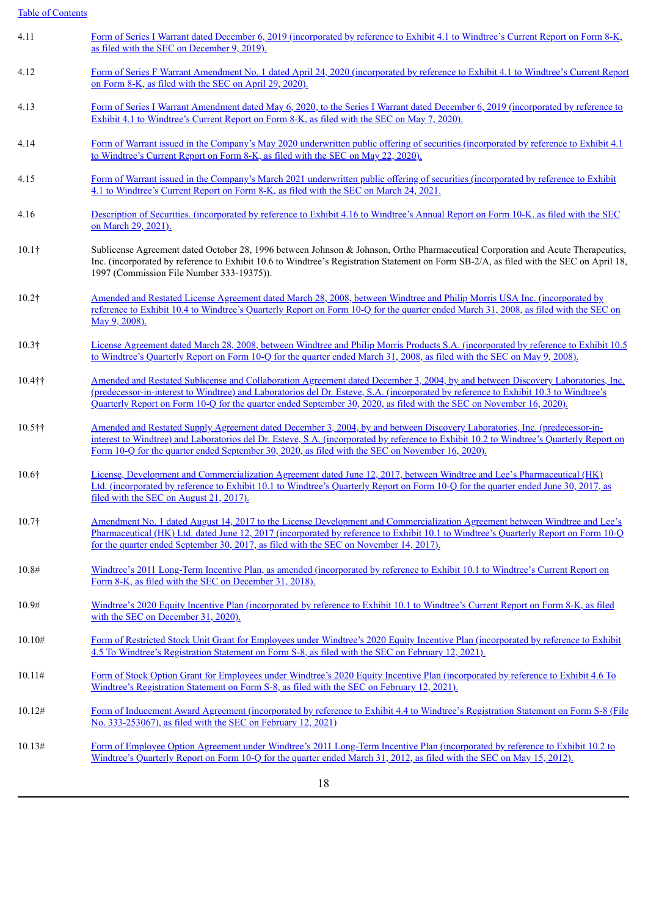| | |
|---|---|
| 4.11 | Form of Series I Warrant dated December 6, 2019 (incorporated by reference to Exhibit 4.1 to Windtree's Current Report on Form 8-K, as filed with the SEC on December 9, 2019). |
| 4.12 | Form of Series F Warrant Amendment No. 1 dated April 24, 2020 (incorporated by reference to Exhibit 4.1 to Windtree's Current Report on Form 8-K, as filed with the SEC on April 29, 2020). |
| 4.13 | Form of Series I Warrant Amendment dated May 6, 2020, to the Series I Warrant dated December 6, 2019 (incorporated by reference to Exhibit 4.1 to Windtree's Current Report on Form 8-K, as filed with the SEC on May 7, 2020). |
| 4.14 | Form of Warrant issued in the Company's May 2020 underwritten public offering of securities (incorporated by reference to Exhibit 4.1 to Windtree's Current Report on Form 8-K, as filed with the SEC on May 22, 2020). |
| 4.15 | Form of Warrant issued in the Company's March 2021 underwritten public offering of securities (incorporated by reference to Exhibit 4.1 to Windtree's Current Report on Form 8-K, as filed with the SEC on March 24, 2021. |
| 4.16 | Description of Securities. (incorporated by reference to Exhibit 4.16 to Windtree's Annual Report on Form 10-K, as filed with the SEC on March 29, 2021). |
| 10.1† | Sublicense Agreement dated October 28, 1996 between Johnson & Johnson, Ortho Pharmaceutical Corporation and Acute Therapeutics, Inc. (incorporated by reference to Exhibit 10.6 to Windtree's Registration Statement on Form SB-2/A, as filed with the SEC on April 18, 1997 (Commission File Number 333-19375)). |
| 10.2† | Amended and Restated License Agreement dated March 28, 2008, between Windtree and Philip Morris USA Inc. (incorporated by reference to Exhibit 10.4 to Windtree's Quarterly Report on Form 10-Q for the quarter ended March 31, 2008, as filed with the SEC on May 9, 2008). |
| 10.3† | License Agreement dated March 28, 2008, between Windtree and Philip Morris Products S.A. (incorporated by reference to Exhibit 10.5 to Windtree's Quarterly Report on Form 10-Q for the quarter ended March 31, 2008, as filed with the SEC on May 9, 2008). |
| 10.4†† | Amended and Restated Sublicense and Collaboration Agreement dated December 3, 2004, by and between Discovery Laboratories, Inc. (predecessor-in-interest to Windtree) and Laboratorios del Dr. Esteve, S.A. (incorporated by reference to Exhibit 10.3 to Windtree's Quarterly Report on Form 10-Q for the quarter ended September 30, 2020, as filed with the SEC on November 16, 2020). |
| 10.5†† | Amended and Restated Supply Agreement dated December 3, 2004, by and between Discovery Laboratories, Inc. (predecessor-in-interest to Windtree) and Laboratorios del Dr. Esteve, S.A. (incorporated by reference to Exhibit 10.2 to Windtree's Quarterly Report on Form 10-Q for the quarter ended September 30, 2020, as filed with the SEC on November 16, 2020). |
| 10.6† | License, Development and Commercialization Agreement dated June 12, 2017, between Windtree and Lee's Pharmaceutical (HK) Ltd. (incorporated by reference to Exhibit 10.1 to Windtree's Quarterly Report on Form 10-Q for the quarter ended June 30, 2017, as filed with the SEC on August 21, 2017). |
| 10.7† | Amendment No. 1 dated August 14, 2017 to the License Development and Commercialization Agreement between Windtree and Lee's Pharmaceutical (HK) Ltd. dated June 12, 2017 (incorporated by reference to Exhibit 10.1 to Windtree's Quarterly Report on Form 10-Q for the quarter ended September 30, 2017, as filed with the SEC on November 14, 2017). |
| 10.8# | Windtree's 2011 Long-Term Incentive Plan, as amended (incorporated by reference to Exhibit 10.1 to Windtree's Current Report on Form 8-K, as filed with the SEC on December 31, 2018). |
| 10.9# | Windtree's 2020 Equity Incentive Plan (incorporated by reference to Exhibit 10.1 to Windtree's Current Report on Form 8-K, as filed with the SEC on December 31, 2020). |
| 10.10# | Form of Restricted Stock Unit Grant for Employees under Windtree's 2020 Equity Incentive Plan (incorporated by reference to Exhibit 4.5 To Windtree's Registration Statement on Form S-8, as filed with the SEC on February 12, 2021). |
| 10.11# | Form of Stock Option Grant for Employees under Windtree's 2020 Equity Incentive Plan (incorporated by reference to Exhibit 4.6 To Windtree's Registration Statement on Form S-8, as filed with the SEC on February 12, 2021). |
| 10.12# | Form of Inducement Award Agreement (incorporated by reference to Exhibit 4.4 to Windtree's Registration Statement on Form S-8 (File No. 333-253067), as filed with the SEC on February 12, 2021) |
| 10.13# | Form of Employee Option Agreement under Windtree's 2011 Long-Term Incentive Plan (incorporated by reference to Exhibit 10.2 to Windtree's Quarterly Report on Form 10-Q for the quarter ended March 31, 2012, as filed with the SEC on May 15, 2012). |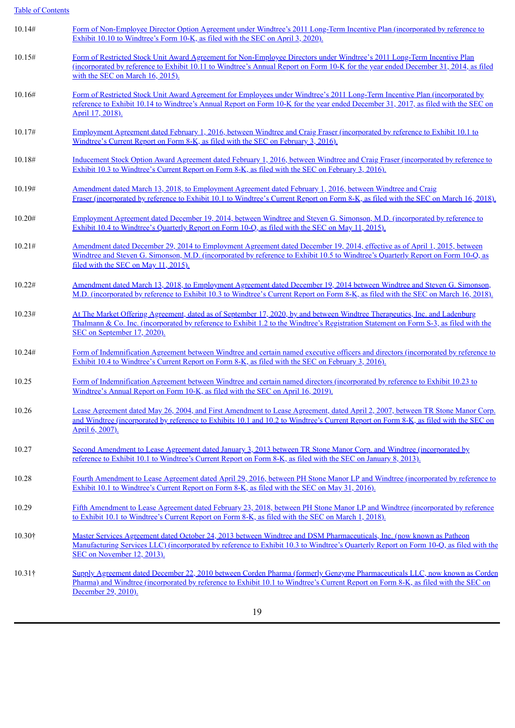[Table of Contents](#)

| | |
|---|---|
| 10.14# | Form of Non-Employee Director Option Agreement under Windtree's 2011 Long-Term Incentive Plan (incorporated by reference to Exhibit 10.10 to Windtree's Form 10-K, as filed with the SEC on April 3, 2020). |
| 10.15# | Form of Restricted Stock Unit Award Agreement for Non-Employee Directors under Windtree's 2011 Long-Term Incentive Plan (incorporated by reference to Exhibit 10.11 to Windtree's Annual Report on Form 10-K for the year ended December 31, 2014, as filed with the SEC on March 16, 2015). |
| 10.16# | Form of Restricted Stock Unit Award Agreement for Employees under Windtree's 2011 Long-Term Incentive Plan (incorporated by reference to Exhibit 10.14 to Windtree's Annual Report on Form 10-K for the year ended December 31, 2017, as filed with the SEC on April 17, 2018). |
| 10.17# | Employment Agreement dated February 1, 2016, between Windtree and Craig Fraser (incorporated by reference to Exhibit 10.1 to Windtree's Current Report on Form 8-K, as filed with the SEC on February 3, 2016). |
| 10.18# | Inducement Stock Option Award Agreement dated February 1, 2016, between Windtree and Craig Fraser (incorporated by reference to Exhibit 10.3 to Windtree's Current Report on Form 8-K, as filed with the SEC on February 3, 2016). |
| 10.19# | Amendment dated March 13, 2018, to Employment Agreement dated February 1, 2016, between Windtree and Craig Fraser (incorporated by reference to Exhibit 10.1 to Windtree's Current Report on Form 8-K, as filed with the SEC on March 16, 2018). |
| 10.20# | Employment Agreement dated December 19, 2014, between Windtree and Steven G. Simonson, M.D. (incorporated by reference to Exhibit 10.4 to Windtree's Quarterly Report on Form 10-Q, as filed with the SEC on May 11, 2015). |
| 10.21# | Amendment dated December 29, 2014 to Employment Agreement dated December 19, 2014, effective as of April 1, 2015, between Windtree and Steven G. Simonson, M.D. (incorporated by reference to Exhibit 10.5 to Windtree's Quarterly Report on Form 10-Q, as filed with the SEC on May 11, 2015). |
| 10.22# | Amendment dated March 13, 2018, to Employment Agreement dated December 19, 2014 between Windtree and Steven G. Simonson, M.D. (incorporated by reference to Exhibit 10.3 to Windtree's Current Report on Form 8-K, as filed with the SEC on March 16, 2018). |
| 10.23# | At The Market Offering Agreement, dated as of September 17, 2020, by and between Windtree Therapeutics, Inc. and Ladenburg Thalmann & Co. Inc. (incorporated by reference to Exhibit 1.2 to the Windtree's Registration Statement on Form S-3, as filed with the SEC on September 17, 2020). |
| 10.24# | Form of Indemnification Agreement between Windtree and certain named executive officers and directors (incorporated by reference to Exhibit 10.4 to Windtree's Current Report on Form 8-K, as filed with the SEC on February 3, 2016). |
| 10.25 | Form of Indemnification Agreement between Windtree and certain named directors (incorporated by reference to Exhibit 10.23 to Windtree's Annual Report on Form 10-K, as filed with the SEC on April 16, 2019). |
| 10.26 | Lease Agreement dated May 26, 2004, and First Amendment to Lease Agreement, dated April 2, 2007, between TR Stone Manor Corp. and Windtree (incorporated by reference to Exhibits 10.1 and 10.2 to Windtree's Current Report on Form 8-K, as filed with the SEC on April 6, 2007). |
| 10.27 | Second Amendment to Lease Agreement dated January 3, 2013 between TR Stone Manor Corp. and Windtree (incorporated by reference to Exhibit 10.1 to Windtree's Current Report on Form 8-K, as filed with the SEC on January 8, 2013). |
| 10.28 | Fourth Amendment to Lease Agreement dated April 29, 2016, between PH Stone Manor LP and Windtree (incorporated by reference to Exhibit 10.1 to Windtree's Current Report on Form 8-K, as filed with the SEC on May 31, 2016). |
| 10.29 | Fifth Amendment to Lease Agreement dated February 23, 2018, between PH Stone Manor LP and Windtree (incorporated by reference to Exhibit 10.1 to Windtree's Current Report on Form 8-K, as filed with the SEC on March 1, 2018). |
| 10.30† | Master Services Agreement dated October 24, 2013 between Windtree and DSM Pharmaceuticals, Inc. (now known as Patheon Manufacturing Services LLC) (incorporated by reference to Exhibit 10.3 to Windtree's Quarterly Report on Form 10-Q, as filed with the SEC on November 12, 2013). |
| 10.31† | Supply Agreement dated December 22, 2010 between Corden Pharma (formerly Genzyme Pharmaceuticals LLC, now known as Corden Pharma) and Windtree (incorporated by reference to Exhibit 10.1 to Windtree's Current Report on Form 8-K, as filed with the SEC on December 29, 2010). |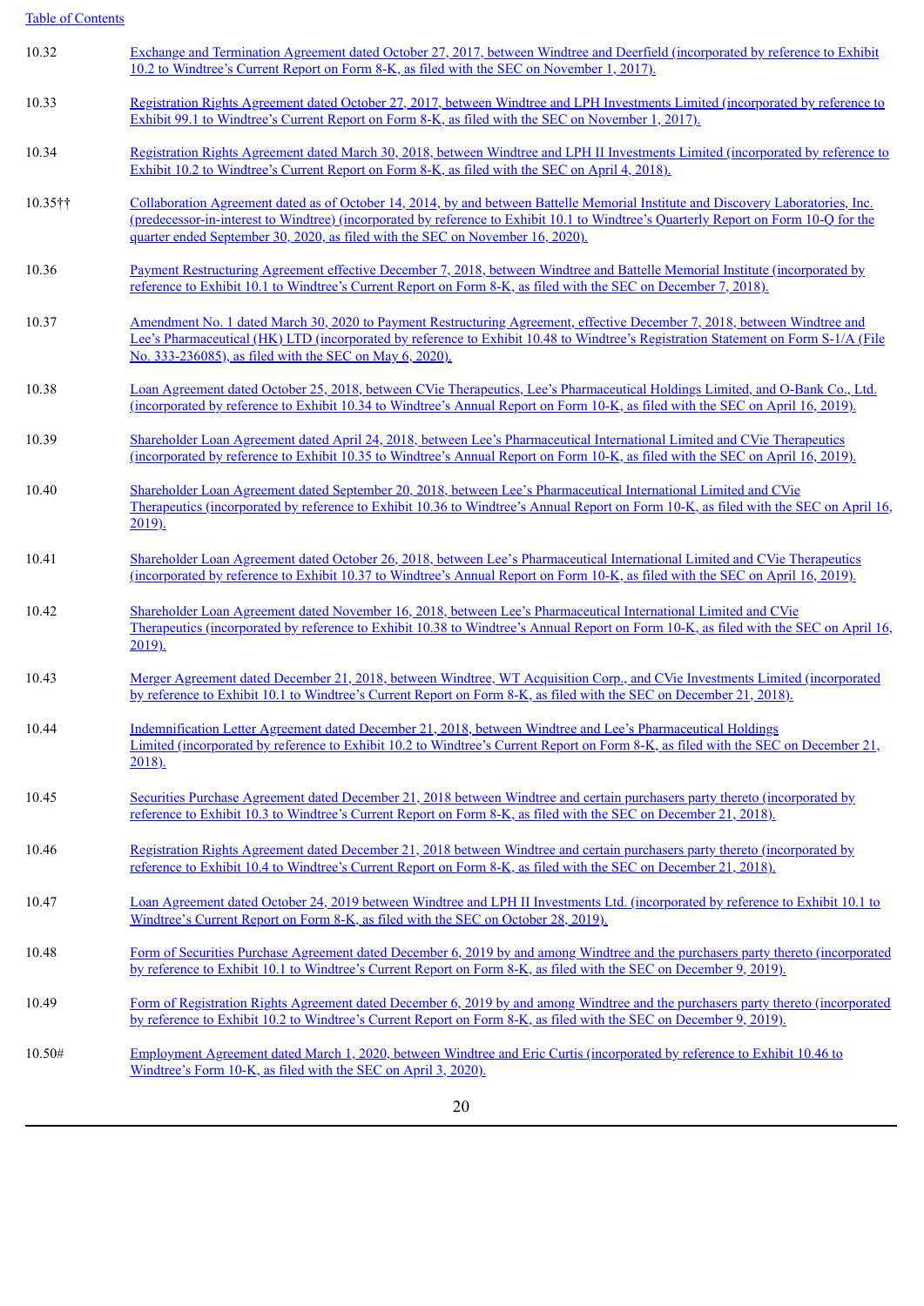[Table of Contents](#)

| | |
|---|---|
| 10.32 | Exchange and Termination Agreement dated October 27, 2017, between Windtree and Deerfield (incorporated by reference to Exhibit 10.2 to Windtree's Current Report on Form 8-K, as filed with the SEC on November 1, 2017). |
| 10.33 | Registration Rights Agreement dated October 27, 2017, between Windtree and LPH Investments Limited (incorporated by reference to Exhibit 99.1 to Windtree's Current Report on Form 8-K, as filed with the SEC on November 1, 2017). |
| 10.34 | Registration Rights Agreement dated March 30, 2018, between Windtree and LPH II Investments Limited (incorporated by reference to Exhibit 10.2 to Windtree's Current Report on Form 8-K, as filed with the SEC on April 4, 2018). |
| 10.35†† | Collaboration Agreement dated as of October 14, 2014, by and between Battelle Memorial Institute and Discovery Laboratories, Inc. (predecessor-in-interest to Windtree) (incorporated by reference to Exhibit 10.1 to Windtree's Quarterly Report on Form 10-Q for the quarter ended September 30, 2020, as filed with the SEC on November 16, 2020). |
| 10.36 | Payment Restructuring Agreement effective December 7, 2018, between Windtree and Battelle Memorial Institute (incorporated by reference to Exhibit 10.1 to Windtree's Current Report on Form 8-K, as filed with the SEC on December 7, 2018). |
| 10.37 | Amendment No. 1 dated March 30, 2020 to Payment Restructuring Agreement, effective December 7, 2018, between Windtree and Lee's Pharmaceutical (HK) LTD (incorporated by reference to Exhibit 10.48 to Windtree's Registration Statement on Form S-1/A (File No. 333-236085), as filed with the SEC on May 6, 2020). |
| 10.38 | Loan Agreement dated October 25, 2018, between CVie Therapeutics, Lee's Pharmaceutical Holdings Limited, and O-Bank Co., Ltd. (incorporated by reference to Exhibit 10.34 to Windtree's Annual Report on Form 10-K, as filed with the SEC on April 16, 2019). |
| 10.39 | Shareholder Loan Agreement dated April 24, 2018, between Lee's Pharmaceutical International Limited and CVie Therapeutics (incorporated by reference to Exhibit 10.35 to Windtree's Annual Report on Form 10-K, as filed with the SEC on April 16, 2019). |
| 10.40 | Shareholder Loan Agreement dated September 20, 2018, between Lee's Pharmaceutical International Limited and CVie Therapeutics (incorporated by reference to Exhibit 10.36 to Windtree's Annual Report on Form 10-K, as filed with the SEC on April 16, 2019). |
| 10.41 | Shareholder Loan Agreement dated October 26, 2018, between Lee's Pharmaceutical International Limited and CVie Therapeutics (incorporated by reference to Exhibit 10.37 to Windtree's Annual Report on Form 10-K, as filed with the SEC on April 16, 2019). |
| 10.42 | Shareholder Loan Agreement dated November 16, 2018, between Lee's Pharmaceutical International Limited and CVie Therapeutics (incorporated by reference to Exhibit 10.38 to Windtree's Annual Report on Form 10-K, as filed with the SEC on April 16, 2019). |
| 10.43 | Merger Agreement dated December 21, 2018, between Windtree, WT Acquisition Corp., and CVie Investments Limited (incorporated by reference to Exhibit 10.1 to Windtree's Current Report on Form 8-K, as filed with the SEC on December 21, 2018). |
| 10.44 | Indemnification Letter Agreement dated December 21, 2018, between Windtree and Lee's Pharmaceutical Holdings Limited (incorporated by reference to Exhibit 10.2 to Windtree's Current Report on Form 8-K, as filed with the SEC on December 21, 2018). |
| 10.45 | Securities Purchase Agreement dated December 21, 2018 between Windtree and certain purchasers party thereto (incorporated by reference to Exhibit 10.3 to Windtree's Current Report on Form 8-K, as filed with the SEC on December 21, 2018). |
| 10.46 | Registration Rights Agreement dated December 21, 2018 between Windtree and certain purchasers party thereto (incorporated by reference to Exhibit 10.4 to Windtree's Current Report on Form 8-K, as filed with the SEC on December 21, 2018). |
| 10.47 | Loan Agreement dated October 24, 2019 between Windtree and LPH II Investments Ltd. (incorporated by reference to Exhibit 10.1 to Windtree's Current Report on Form 8-K, as filed with the SEC on October 28, 2019). |
| 10.48 | Form of Securities Purchase Agreement dated December 6, 2019 by and among Windtree and the purchasers party thereto (incorporated by reference to Exhibit 10.1 to Windtree's Current Report on Form 8-K, as filed with the SEC on December 9, 2019). |
| 10.49 | Form of Registration Rights Agreement dated December 6, 2019 by and among Windtree and the purchasers party thereto (incorporated by reference to Exhibit 10.2 to Windtree's Current Report on Form 8-K, as filed with the SEC on December 9, 2019). |
| 10.50# | Employment Agreement dated March 1, 2020, between Windtree and Eric Curtis (incorporated by reference to Exhibit 10.46 to Windtree's Form 10-K, as filed with the SEC on April 3, 2020). |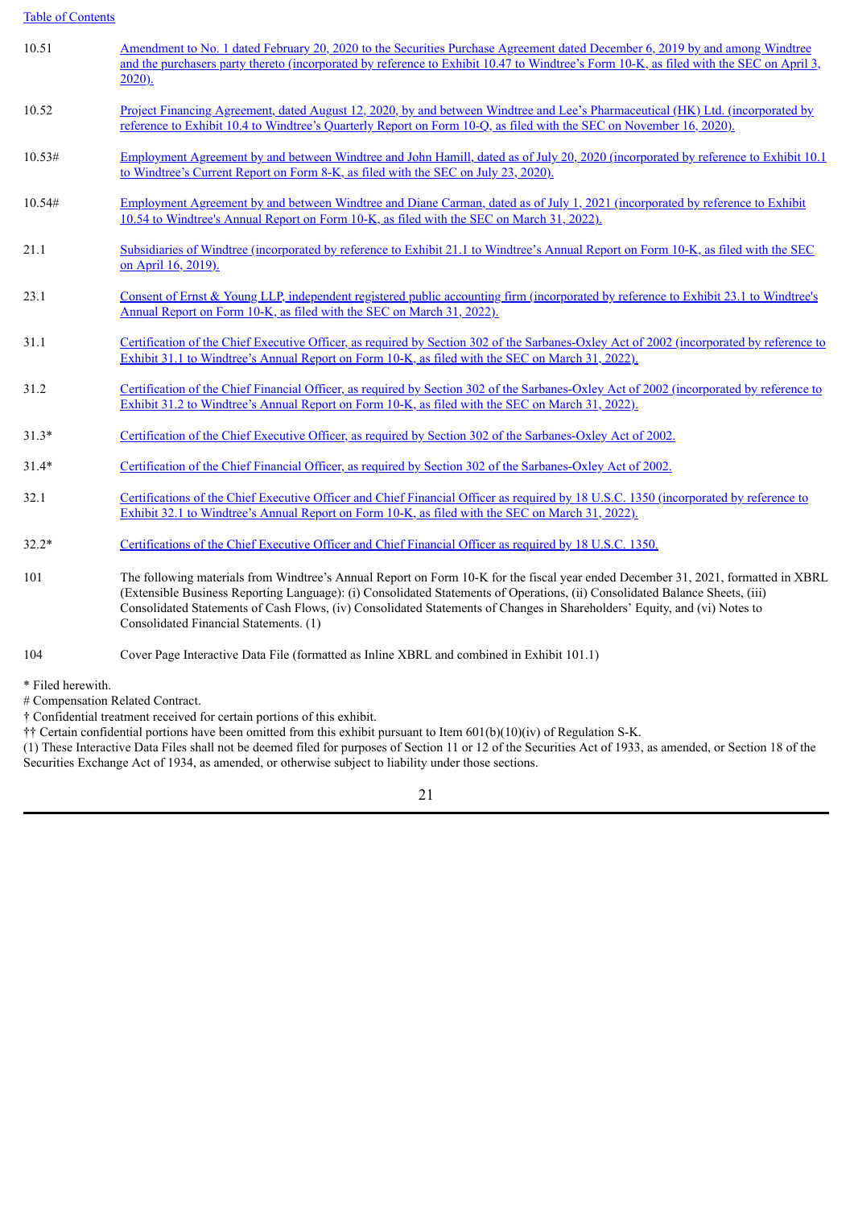| | |
|---|---|
| 10.51 | Amendment to No. 1 dated February 20, 2020 to the Securities Purchase Agreement dated December 6, 2019 by and among Windtree and the purchasers party thereto (incorporated by reference to Exhibit 10.47 to Windtree's Form 10-K, as filed with the SEC on April 3, 2020). |
| 10.52 | Project Financing Agreement, dated August 12, 2020, by and between Windtree and Lee's Pharmaceutical (HK) Ltd. (incorporated by reference to Exhibit 10.4 to Windtree's Quarterly Report on Form 10-Q, as filed with the SEC on November 16, 2020). |
| 10.53# | Employment Agreement by and between Windtree and John Hamill, dated as of July 20, 2020 (incorporated by reference to Exhibit 10.1 to Windtree's Current Report on Form 8-K, as filed with the SEC on July 23, 2020). |
| 10.54# | Employment Agreement by and between Windtree and Diane Carman, dated as of July 1, 2021 (incorporated by reference to Exhibit 10.54 to Windtree's Annual Report on Form 10-K, as filed with the SEC on March 31, 2022). |
| 21.1 | Subsidiaries of Windtree (incorporated by reference to Exhibit 21.1 to Windtree's Annual Report on Form 10-K, as filed with the SEC on April 16, 2019). |
| 23.1 | Consent of Ernst & Young LLP, independent registered public accounting firm (incorporated by reference to Exhibit 23.1 to Windtree's Annual Report on Form 10-K, as filed with the SEC on March 31, 2022). |
| 31.1 | Certification of the Chief Executive Officer, as required by Section 302 of the Sarbanes-Oxley Act of 2002 (incorporated by reference to Exhibit 31.1 to Windtree's Annual Report on Form 10-K, as filed with the SEC on March 31, 2022). |
| 31.2 | Certification of the Chief Financial Officer, as required by Section 302 of the Sarbanes-Oxley Act of 2002 (incorporated by reference to Exhibit 31.2 to Windtree's Annual Report on Form 10-K, as filed with the SEC on March 31, 2022). |
| 31.3* | Certification of the Chief Executive Officer, as required by Section 302 of the Sarbanes-Oxley Act of 2002. |
| 31.4* | Certification of the Chief Financial Officer, as required by Section 302 of the Sarbanes-Oxley Act of 2002. |
| 32.1 | Certifications of the Chief Executive Officer and Chief Financial Officer as required by 18 U.S.C. 1350 (incorporated by reference to Exhibit 32.1 to Windtree's Annual Report on Form 10-K, as filed with the SEC on March 31, 2022). |
| 32.2* | Certifications of the Chief Executive Officer and Chief Financial Officer as required by 18 U.S.C. 1350. |
| 101 | The following materials from Windtree's Annual Report on Form 10-K for the fiscal year ended December 31, 2021, formatted in XBRL (Extensible Business Reporting Language): (i) Consolidated Statements of Operations, (ii) Consolidated Balance Sheets, (iii) Consolidated Statements of Cash Flows, (iv) Consolidated Statements of Changes in Shareholders' Equity, and (vi) Notes to Consolidated Financial Statements. (1) |
| 104 | Cover Page Interactive Data File (formatted as Inline XBRL and combined in Exhibit 101.1) |

\* Filed herewith.

\# Compensation Related Contract.

† Confidential treatment received for certain portions of this exhibit.

†† Certain confidential portions have been omitted from this exhibit pursuant to Item 601(b)(10)(iv) of Regulation S-K.

(1) These Interactive Data Files shall not be deemed filed for purposes of Section 11 or 12 of the Securities Act of 1933, as amended, or Section 18 of the Securities Exchange Act of 1934, as amended, or otherwise subject to liability under those sections.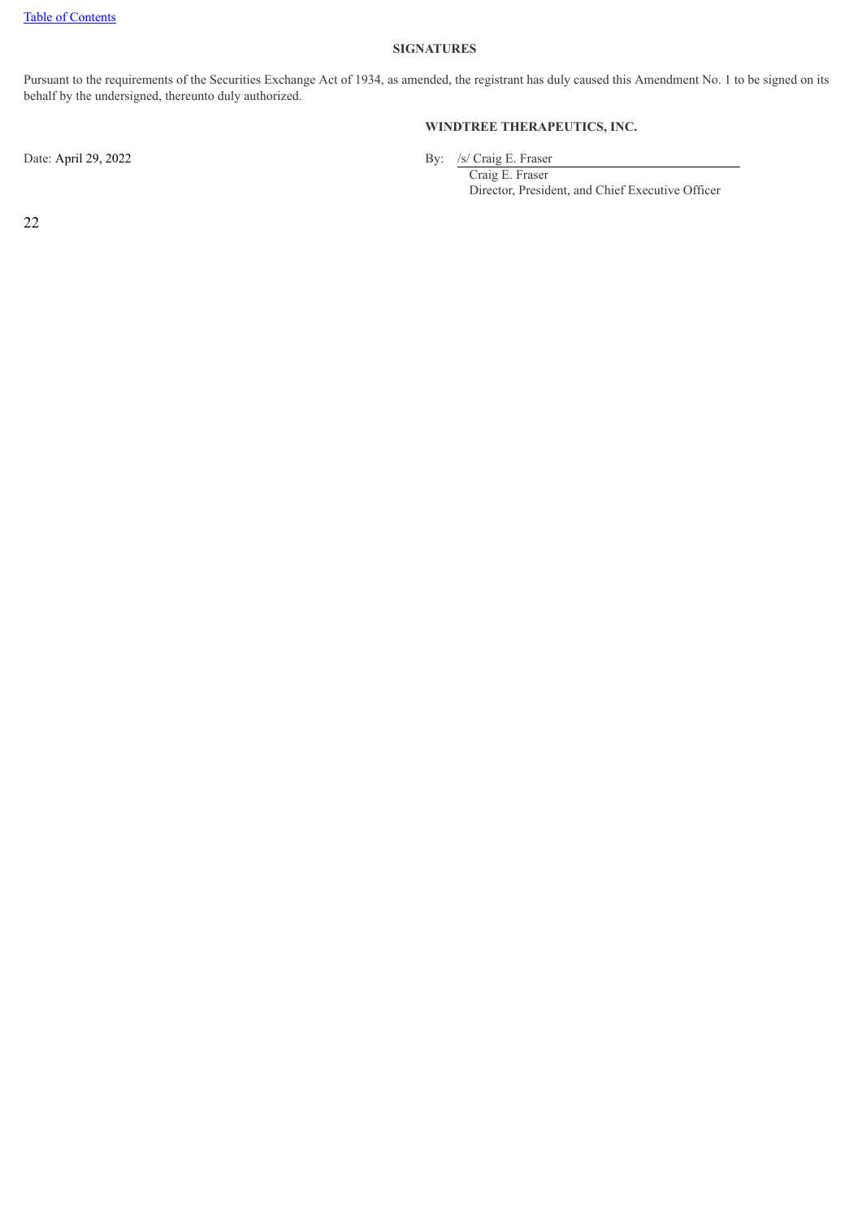**SIGNATURES**

Pursuant to the requirements of the Securities Exchange Act of 1934, as amended, the registrant has duly caused this Amendment No. 1 to be signed on its behalf by the undersigned, thereunto duly authorized.

**WINDTREE THERAPEUTICS, INC.**

Date: April 29, 2022

By: /s/ Craig E. Fraser
Craig E. Fraser
Director, President, and Chief Executive Officer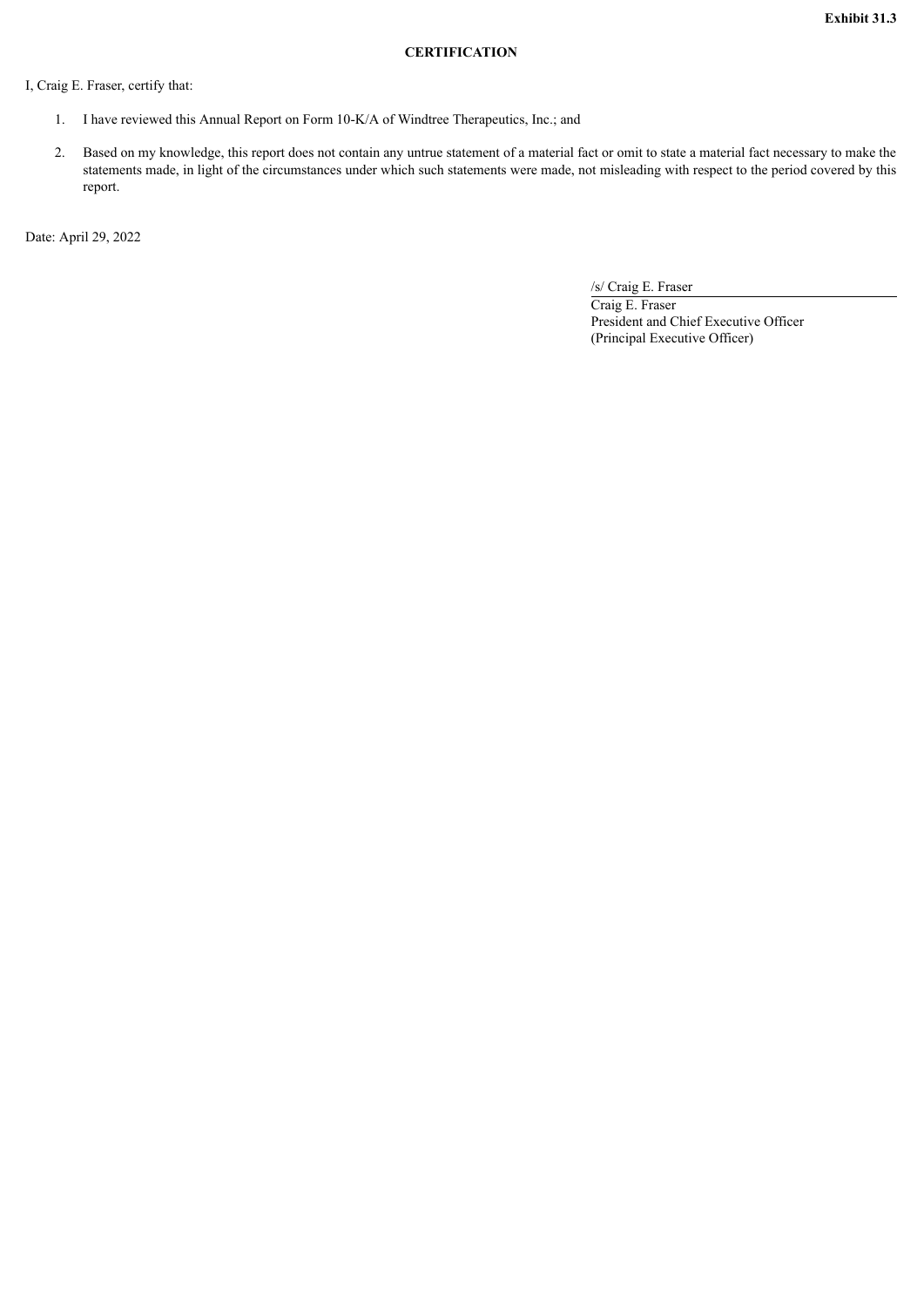**Exhibit 31.3**

**CERTIFICATION**

I, Craig E. Fraser, certify that:

1. I have reviewed this Annual Report on Form 10-K/A of Windtree Therapeutics, Inc.; and
2. Based on my knowledge, this report does not contain any untrue statement of a material fact or omit to state a material fact necessary to make the statements made, in light of the circumstances under which such statements were made, not misleading with respect to the period covered by this report.

Date: April 29, 2022

/s/ Craig E. Fraser
Craig E. Fraser
President and Chief Executive Officer
(Principal Executive Officer)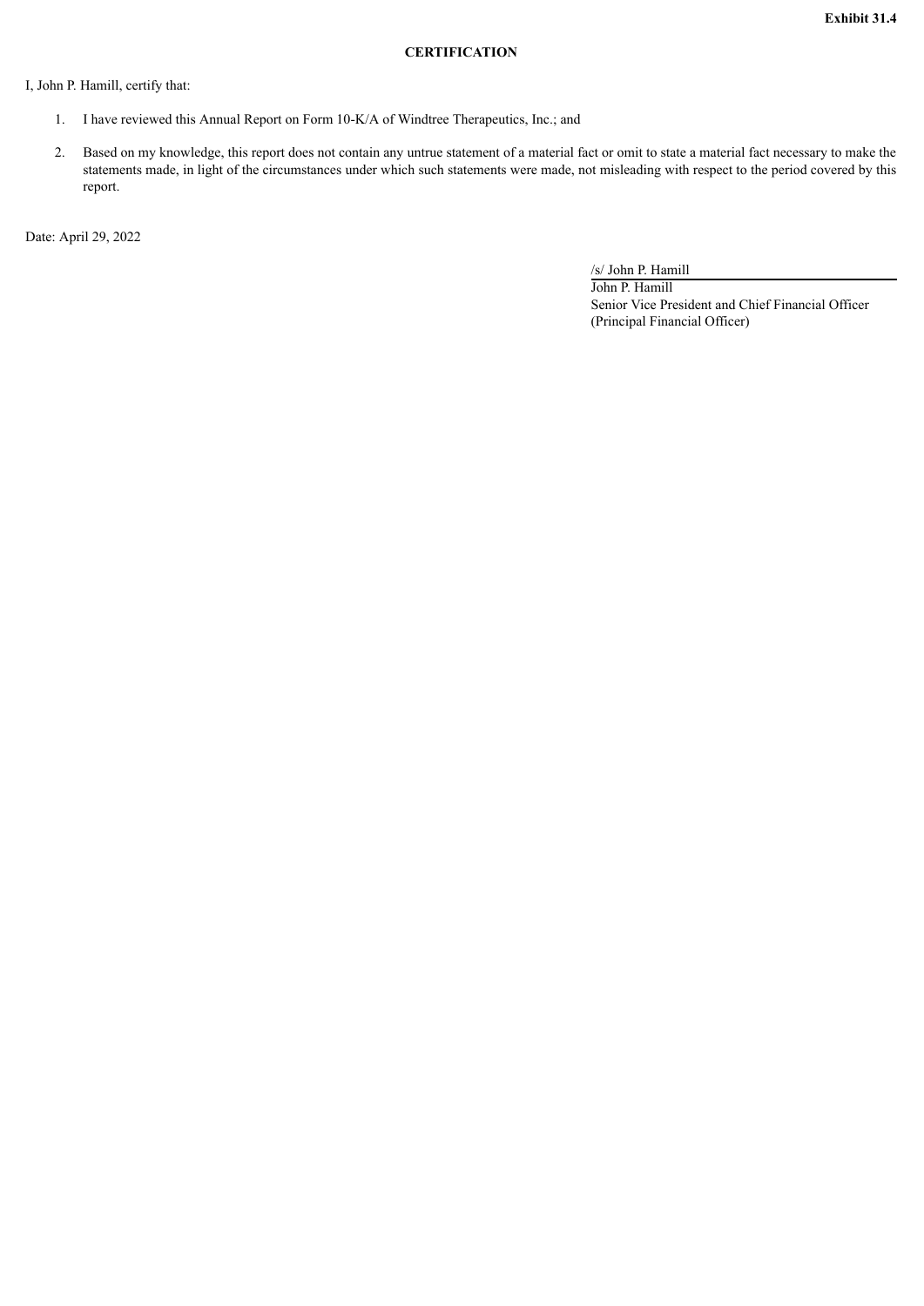**Exhibit 31.4**

**CERTIFICATION**

I, John P. Hamill, certify that:

1. I have reviewed this Annual Report on Form 10-K/A of Windtree Therapeutics, Inc.; and
2. Based on my knowledge, this report does not contain any untrue statement of a material fact or omit to state a material fact necessary to make the statements made, in light of the circumstances under which such statements were made, not misleading with respect to the period covered by this report.

Date: April 29, 2022

/s/ John P. Hamill
John P. Hamill
Senior Vice President and Chief Financial Officer
(Principal Financial Officer)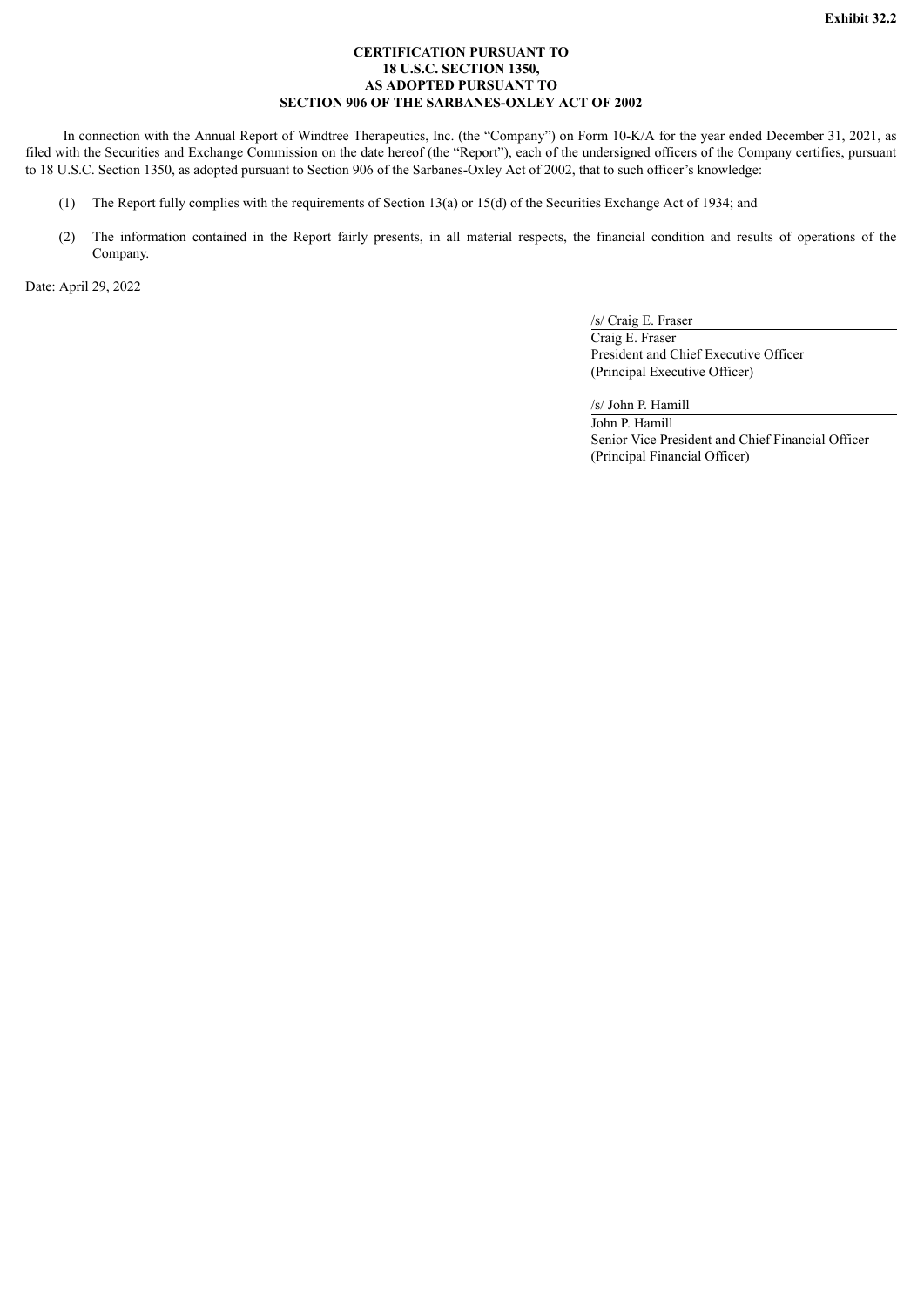**Exhibit 32.2**

**CERTIFICATION PURSUANT TO
18 U.S.C. SECTION 1350,
AS ADOPTED PURSUANT TO
SECTION 906 OF THE SARBANES-OXLEY ACT OF 2002**

In connection with the Annual Report of Windtree Therapeutics, Inc. (the "Company") on Form 10-K/A for the year ended December 31, 2021, as filed with the Securities and Exchange Commission on the date hereof (the "Report"), each of the undersigned officers of the Company certifies, pursuant to 18 U.S.C. Section 1350, as adopted pursuant to Section 906 of the Sarbanes-Oxley Act of 2002, that to such officer's knowledge:

(1) The Report fully complies with the requirements of Section 13(a) or 15(d) of the Securities Exchange Act of 1934; and

(2) The information contained in the Report fairly presents, in all material respects, the financial condition and results of operations of the Company.

Date: April 29, 2022

/s/ Craig E. Fraser
Craig E. Fraser
President and Chief Executive Officer
(Principal Executive Officer)

/s/ John P. Hamill
John P. Hamill
Senior Vice President and Chief Financial Officer
(Principal Financial Officer)